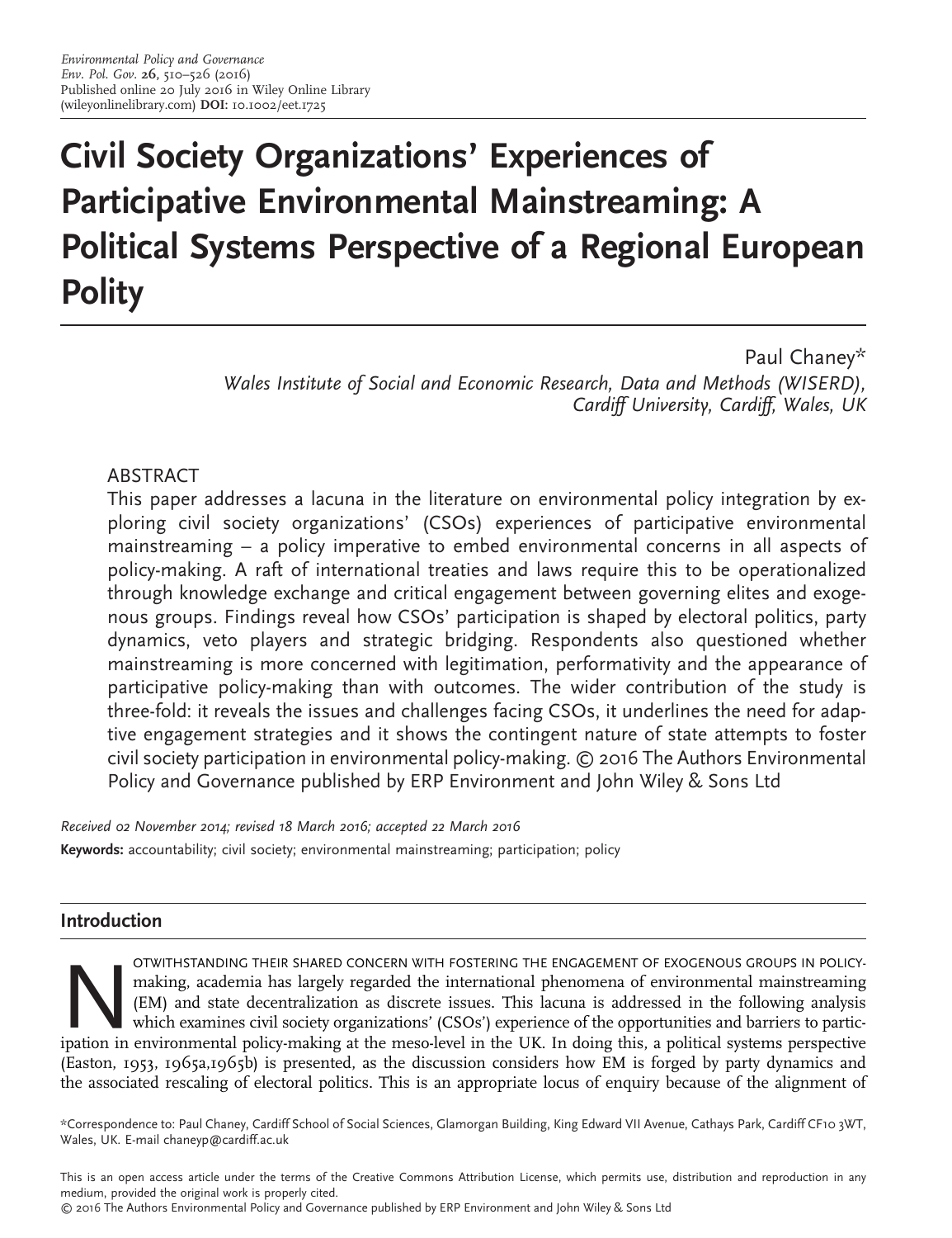Environmental Policy and Governance
Env. Pol. Gov. 26, 510–526 (2016)
Published online 20 July 2016 in Wiley Online Library
(wileyonlinelibrary.com) **DOI**: 10.1002/eet.1725

# Civil Society Organizations' Experiences of Participative Environmental Mainstreaming: A Political Systems Perspective of a Regional European Polity

Paul Chaney*

*Wales Institute of Social and Economic Research, Data and Methods (WISERD), Cardiff University, Cardiff, Wales, UK*

## ABSTRACT

This paper addresses a lacuna in the literature on environmental policy integration by exploring civil society organizations' (CSOs) experiences of participative environmental mainstreaming – a policy imperative to embed environmental concerns in all aspects of policy-making. A raft of international treaties and laws require this to be operationalized through knowledge exchange and critical engagement between governing elites and exogenous groups. Findings reveal how CSOs' participation is shaped by electoral politics, party dynamics, veto players and strategic bridging. Respondents also questioned whether mainstreaming is more concerned with legitimation, performativity and the appearance of participative policy-making than with outcomes. The wider contribution of the study is three-fold: it reveals the issues and challenges facing CSOs, it underlines the need for adaptive engagement strategies and it shows the contingent nature of state attempts to foster civil society participation in environmental policy-making. © 2016 The Authors Environmental Policy and Governance published by ERP Environment and John Wiley & Sons Ltd

*Received 02 November 2014; revised 18 March 2016; accepted 22 March 2016*

**Keywords:** accountability; civil society; environmental mainstreaming; participation; policy

## Introduction

Notwithstanding their shared concern with fostering the engagement of exogenous groups in policy-making, academia has largely regarded the international phenomena of environmental mainstreaming (EM) and state decentralization as discrete issues. This lacuna is addressed in the following analysis which examines civil society organizations' (CSOs') experience of the opportunities and barriers to participation in environmental policy-making at the meso-level in the UK. In doing this, a political systems perspective (Easton, 1953, 1965a,1965b) is presented, as the discussion considers how EM is forged by party dynamics and the associated rescaling of electoral politics. This is an appropriate locus of enquiry because of the alignment of

*Correspondence to: Paul Chaney, Cardiff School of Social Sciences, Glamorgan Building, King Edward VII Avenue, Cathays Park, Cardiff CF10 3WT, Wales, UK. E-mail chaneyp@cardiff.ac.uk

This is an open access article under the terms of the Creative Commons Attribution License, which permits use, distribution and reproduction in any medium, provided the original work is properly cited.
© 2016 The Authors Environmental Policy and Governance published by ERP Environment and John Wiley & Sons Ltd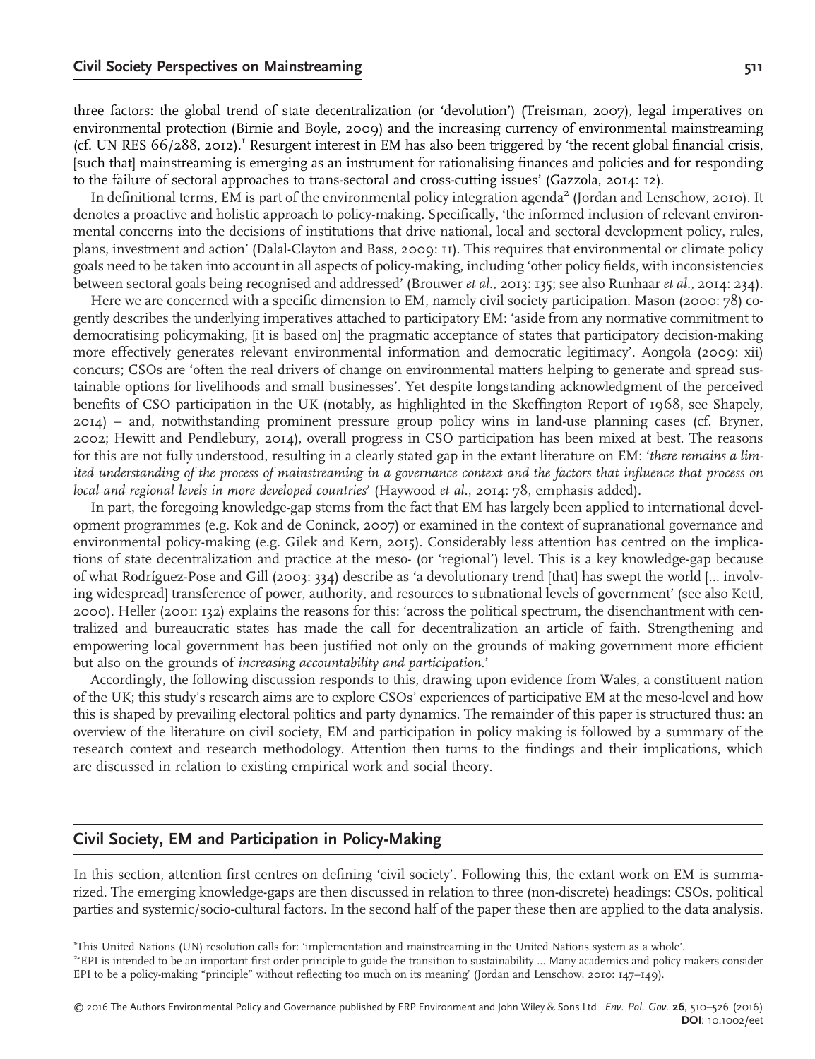three factors: the global trend of state decentralization (or 'devolution') (Treisman, 2007), legal imperatives on environmental protection (Birnie and Boyle, 2009) and the increasing currency of environmental mainstreaming (cf. UN RES 66/288, 2012).[1] Resurgent interest in EM has also been triggered by 'the recent global financial crisis, [such that] mainstreaming is emerging as an instrument for rationalising finances and policies and for responding to the failure of sectoral approaches to trans-sectoral and cross-cutting issues' (Gazzola, 2014: 12).

In definitional terms, EM is part of the environmental policy integration agenda[2] (Jordan and Lenschow, 2010). It denotes a proactive and holistic approach to policy-making. Specifically, 'the informed inclusion of relevant environmental concerns into the decisions of institutions that drive national, local and sectoral development policy, rules, plans, investment and action' (Dalal-Clayton and Bass, 2009: 11). This requires that environmental or climate policy goals need to be taken into account in all aspects of policy-making, including 'other policy fields, with inconsistencies between sectoral goals being recognised and addressed' (Brouwer *et al.*, 2013: 135; see also Runhaar *et al.*, 2014: 234).

Here we are concerned with a specific dimension to EM, namely civil society participation. Mason (2000: 78) cogently describes the underlying imperatives attached to participatory EM: 'aside from any normative commitment to democratising policymaking, [it is based on] the pragmatic acceptance of states that participatory decision-making more effectively generates relevant environmental information and democratic legitimacy'. Aongola (2009: xii) concurs; CSOs are 'often the real drivers of change on environmental matters helping to generate and spread sustainable options for livelihoods and small businesses'. Yet despite longstanding acknowledgment of the perceived benefits of CSO participation in the UK (notably, as highlighted in the Skeffington Report of 1968, see Shapely, 2014) – and, notwithstanding prominent pressure group policy wins in land-use planning cases (cf. Bryner, 2002; Hewitt and Pendlebury, 2014), overall progress in CSO participation has been mixed at best. The reasons for this are not fully understood, resulting in a clearly stated gap in the extant literature on EM: '*there remains a limited understanding of the process of mainstreaming in a governance context and the factors that influence that process on local and regional levels in more developed countries*' (Haywood *et al.*, 2014: 78, emphasis added).

In part, the foregoing knowledge-gap stems from the fact that EM has largely been applied to international development programmes (e.g. Kok and de Coninck, 2007) or examined in the context of supranational governance and environmental policy-making (e.g. Gilek and Kern, 2015). Considerably less attention has centred on the implications of state decentralization and practice at the meso- (or 'regional') level. This is a key knowledge-gap because of what Rodríguez-Pose and Gill (2003: 334) describe as 'a devolutionary trend [that] has swept the world [... involving widespread] transference of power, authority, and resources to subnational levels of government' (see also Kettl, 2000). Heller (2001: 132) explains the reasons for this: 'across the political spectrum, the disenchantment with centralized and bureaucratic states has made the call for decentralization an article of faith. Strengthening and empowering local government has been justified not only on the grounds of making government more efficient but also on the grounds of *increasing accountability and participation*.'

Accordingly, the following discussion responds to this, drawing upon evidence from Wales, a constituent nation of the UK; this study's research aims are to explore CSOs' experiences of participative EM at the meso-level and how this is shaped by prevailing electoral politics and party dynamics. The remainder of this paper is structured thus: an overview of the literature on civil society, EM and participation in policy making is followed by a summary of the research context and research methodology. Attention then turns to the findings and their implications, which are discussed in relation to existing empirical work and social theory.

## Civil Society, EM and Participation in Policy-Making

In this section, attention first centres on defining 'civil society'. Following this, the extant work on EM is summarized. The emerging knowledge-gaps are then discussed in relation to three (non-discrete) headings: CSOs, political parties and systemic/socio-cultural factors. In the second half of the paper these then are applied to the data analysis.

[1] This United Nations (UN) resolution calls for: 'implementation and mainstreaming in the United Nations system as a whole'.

[2] 'EPI is intended to be an important first order principle to guide the transition to sustainability ... Many academics and policy makers consider EPI to be a policy-making "principle" without reflecting too much on its meaning' (Jordan and Lenschow, 2010: 147–149).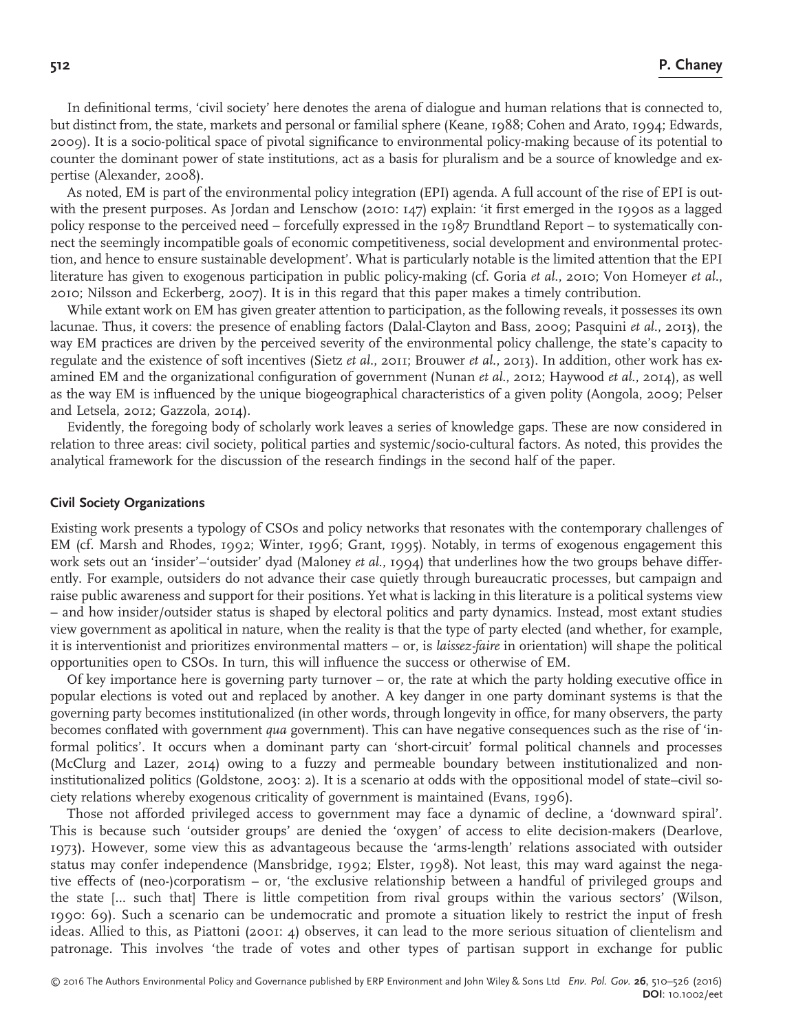In definitional terms, 'civil society' here denotes the arena of dialogue and human relations that is connected to, but distinct from, the state, markets and personal or familial sphere (Keane, 1988; Cohen and Arato, 1994; Edwards, 2009). It is a socio-political space of pivotal significance to environmental policy-making because of its potential to counter the dominant power of state institutions, act as a basis for pluralism and be a source of knowledge and expertise (Alexander, 2008).

As noted, EM is part of the environmental policy integration (EPI) agenda. A full account of the rise of EPI is outwith the present purposes. As Jordan and Lenschow (2010: 147) explain: 'it first emerged in the 1990s as a lagged policy response to the perceived need – forcefully expressed in the 1987 Brundtland Report – to systematically connect the seemingly incompatible goals of economic competitiveness, social development and environmental protection, and hence to ensure sustainable development'. What is particularly notable is the limited attention that the EPI literature has given to exogenous participation in public policy-making (cf. Goria *et al.*, 2010; Von Homeyer *et al.*, 2010; Nilsson and Eckerberg, 2007). It is in this regard that this paper makes a timely contribution.

While extant work on EM has given greater attention to participation, as the following reveals, it possesses its own lacunae. Thus, it covers: the presence of enabling factors (Dalal-Clayton and Bass, 2009; Pasquini *et al.*, 2013), the way EM practices are driven by the perceived severity of the environmental policy challenge, the state's capacity to regulate and the existence of soft incentives (Sietz *et al.*, 2011; Brouwer *et al.*, 2013). In addition, other work has examined EM and the organizational configuration of government (Nunan *et al.*, 2012; Haywood *et al.*, 2014), as well as the way EM is influenced by the unique biogeographical characteristics of a given polity (Aongola, 2009; Pelser and Letsela, 2012; Gazzola, 2014).

Evidently, the foregoing body of scholarly work leaves a series of knowledge gaps. These are now considered in relation to three areas: civil society, political parties and systemic/socio-cultural factors. As noted, this provides the analytical framework for the discussion of the research findings in the second half of the paper.

### Civil Society Organizations

Existing work presents a typology of CSOs and policy networks that resonates with the contemporary challenges of EM (cf. Marsh and Rhodes, 1992; Winter, 1996; Grant, 1995). Notably, in terms of exogenous engagement this work sets out an 'insider'–'outsider' dyad (Maloney *et al.*, 1994) that underlines how the two groups behave differently. For example, outsiders do not advance their case quietly through bureaucratic processes, but campaign and raise public awareness and support for their positions. Yet what is lacking in this literature is a political systems view – and how insider/outsider status is shaped by electoral politics and party dynamics. Instead, most extant studies view government as apolitical in nature, when the reality is that the type of party elected (and whether, for example, it is interventionist and prioritizes environmental matters – or, is *laissez-faire* in orientation) will shape the political opportunities open to CSOs. In turn, this will influence the success or otherwise of EM.

Of key importance here is governing party turnover – or, the rate at which the party holding executive office in popular elections is voted out and replaced by another. A key danger in one party dominant systems is that the governing party becomes institutionalized (in other words, through longevity in office, for many observers, the party becomes conflated with government *qua* government). This can have negative consequences such as the rise of 'informal politics'. It occurs when a dominant party can 'short-circuit' formal political channels and processes (McClurg and Lazer, 2014) owing to a fuzzy and permeable boundary between institutionalized and non-institutionalized politics (Goldstone, 2003: 2). It is a scenario at odds with the oppositional model of state–civil society relations whereby exogenous criticality of government is maintained (Evans, 1996).

Those not afforded privileged access to government may face a dynamic of decline, a 'downward spiral'. This is because such 'outsider groups' are denied the 'oxygen' of access to elite decision-makers (Dearlove, 1973). However, some view this as advantageous because the 'arms-length' relations associated with outsider status may confer independence (Mansbridge, 1992; Elster, 1998). Not least, this may ward against the negative effects of (neo-)corporatism – or, 'the exclusive relationship between a handful of privileged groups and the state [... such that] There is little competition from rival groups within the various sectors' (Wilson, 1990: 69). Such a scenario can be undemocratic and promote a situation likely to restrict the input of fresh ideas. Allied to this, as Piattoni (2001: 4) observes, it can lead to the more serious situation of clientelism and patronage. This involves 'the trade of votes and other types of partisan support in exchange for public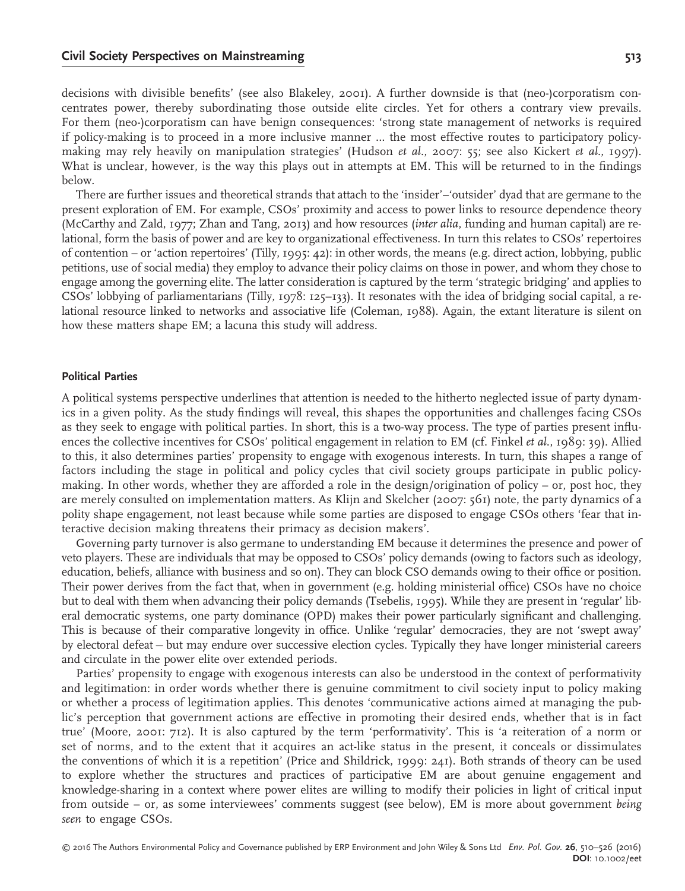decisions with divisible benefits' (see also Blakeley, 2001). A further downside is that (neo-)corporatism concentrates power, thereby subordinating those outside elite circles. Yet for others a contrary view prevails. For them (neo-)corporatism can have benign consequences: 'strong state management of networks is required if policy-making is to proceed in a more inclusive manner … the most effective routes to participatory policy-making may rely heavily on manipulation strategies' (Hudson *et al.*, 2007: 55; see also Kickert *et al.*, 1997). What is unclear, however, is the way this plays out in attempts at EM. This will be returned to in the findings below.

There are further issues and theoretical strands that attach to the 'insider'–'outsider' dyad that are germane to the present exploration of EM. For example, CSOs' proximity and access to power links to resource dependence theory (McCarthy and Zald, 1977; Zhan and Tang, 2013) and how resources (*inter alia*, funding and human capital) are relational, form the basis of power and are key to organizational effectiveness. In turn this relates to CSOs' repertoires of contention – or 'action repertoires' (Tilly, 1995: 42): in other words, the means (e.g. direct action, lobbying, public petitions, use of social media) they employ to advance their policy claims on those in power, and whom they chose to engage among the governing elite. The latter consideration is captured by the term 'strategic bridging' and applies to CSOs' lobbying of parliamentarians (Tilly, 1978: 125–133). It resonates with the idea of bridging social capital, a relational resource linked to networks and associative life (Coleman, 1988). Again, the extant literature is silent on how these matters shape EM; a lacuna this study will address.

### Political Parties

A political systems perspective underlines that attention is needed to the hitherto neglected issue of party dynamics in a given polity. As the study findings will reveal, this shapes the opportunities and challenges facing CSOs as they seek to engage with political parties. In short, this is a two-way process. The type of parties present influences the collective incentives for CSOs' political engagement in relation to EM (cf. Finkel *et al.*, 1989: 39). Allied to this, it also determines parties' propensity to engage with exogenous interests. In turn, this shapes a range of factors including the stage in political and policy cycles that civil society groups participate in public policy-making. In other words, whether they are afforded a role in the design/origination of policy – or, post hoc, they are merely consulted on implementation matters. As Klijn and Skelcher (2007: 561) note, the party dynamics of a polity shape engagement, not least because while some parties are disposed to engage CSOs others 'fear that interactive decision making threatens their primacy as decision makers'.

Governing party turnover is also germane to understanding EM because it determines the presence and power of veto players. These are individuals that may be opposed to CSOs' policy demands (owing to factors such as ideology, education, beliefs, alliance with business and so on). They can block CSO demands owing to their office or position. Their power derives from the fact that, when in government (e.g. holding ministerial office) CSOs have no choice but to deal with them when advancing their policy demands (Tsebelis, 1995). While they are present in 'regular' liberal democratic systems, one party dominance (OPD) makes their power particularly significant and challenging. This is because of their comparative longevity in office. Unlike 'regular' democracies, they are not 'swept away' by electoral defeat – but may endure over successive election cycles. Typically they have longer ministerial careers and circulate in the power elite over extended periods.

Parties' propensity to engage with exogenous interests can also be understood in the context of performativity and legitimation: in order words whether there is genuine commitment to civil society input to policy making or whether a process of legitimation applies. This denotes 'communicative actions aimed at managing the public's perception that government actions are effective in promoting their desired ends, whether that is in fact true' (Moore, 2001: 712). It is also captured by the term 'performativity'. This is 'a reiteration of a norm or set of norms, and to the extent that it acquires an act-like status in the present, it conceals or dissimulates the conventions of which it is a repetition' (Price and Shildrick, 1999: 241). Both strands of theory can be used to explore whether the structures and practices of participative EM are about genuine engagement and knowledge-sharing in a context where power elites are willing to modify their policies in light of critical input from outside – or, as some interviewees' comments suggest (see below), EM is more about government *being seen* to engage CSOs.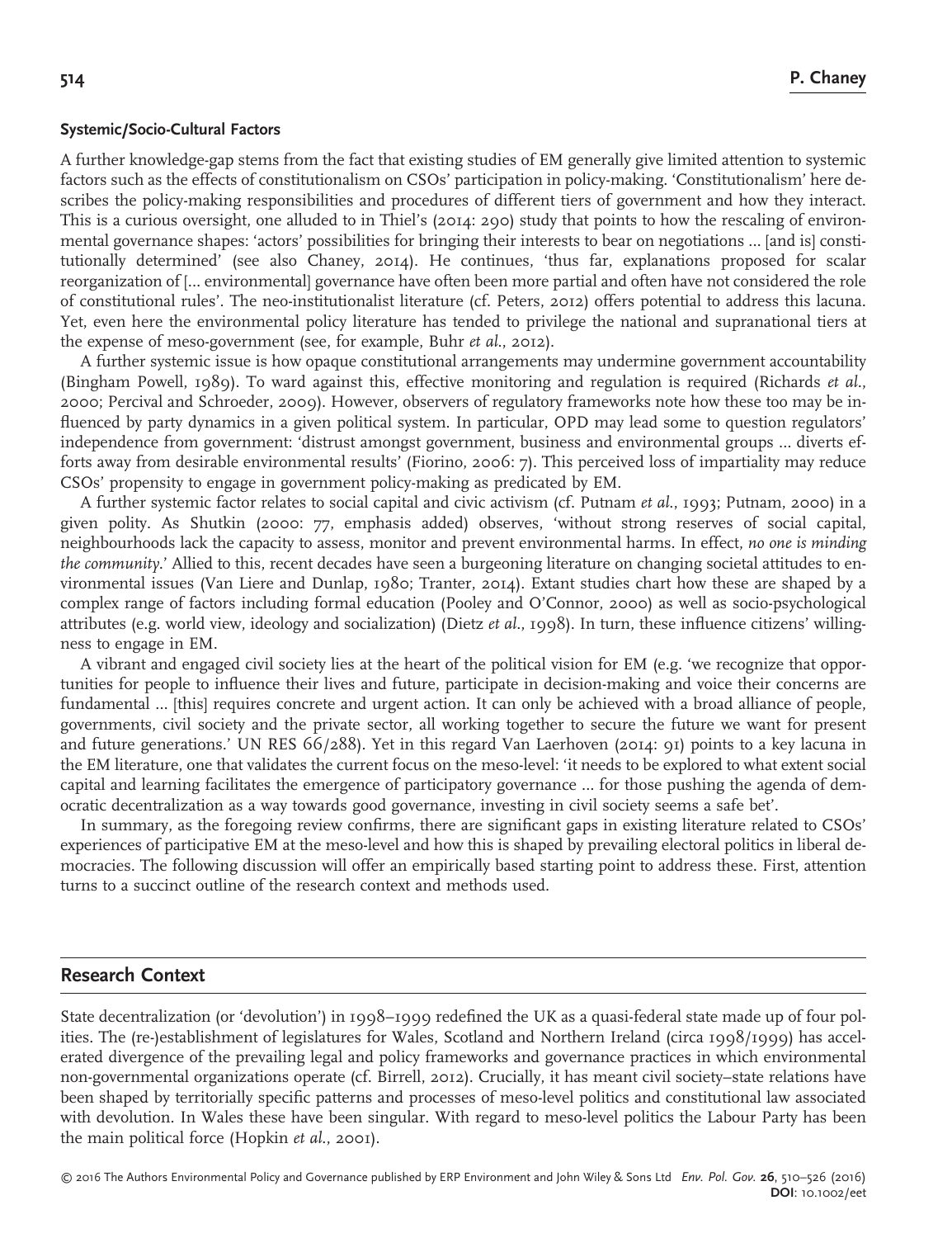### Systemic/Socio-Cultural Factors

A further knowledge-gap stems from the fact that existing studies of EM generally give limited attention to systemic factors such as the effects of constitutionalism on CSOs' participation in policy-making. 'Constitutionalism' here describes the policy-making responsibilities and procedures of different tiers of government and how they interact. This is a curious oversight, one alluded to in Thiel's (2014: 290) study that points to how the rescaling of environmental governance shapes: 'actors' possibilities for bringing their interests to bear on negotiations … [and is] constitutionally determined' (see also Chaney, 2014). He continues, 'thus far, explanations proposed for scalar reorganization of [… environmental] governance have often been more partial and often have not considered the role of constitutional rules'. The neo-institutionalist literature (cf. Peters, 2012) offers potential to address this lacuna. Yet, even here the environmental policy literature has tended to privilege the national and supranational tiers at the expense of meso-government (see, for example, Buhr *et al.*, 2012).

A further systemic issue is how opaque constitutional arrangements may undermine government accountability (Bingham Powell, 1989). To ward against this, effective monitoring and regulation is required (Richards *et al.*, 2000; Percival and Schroeder, 2009). However, observers of regulatory frameworks note how these too may be influenced by party dynamics in a given political system. In particular, OPD may lead some to question regulators' independence from government: 'distrust amongst government, business and environmental groups … diverts efforts away from desirable environmental results' (Fiorino, 2006: 7). This perceived loss of impartiality may reduce CSOs' propensity to engage in government policy-making as predicated by EM.

A further systemic factor relates to social capital and civic activism (cf. Putnam *et al.*, 1993; Putnam, 2000) in a given polity. As Shutkin (2000: 77, emphasis added) observes, 'without strong reserves of social capital, neighbourhoods lack the capacity to assess, monitor and prevent environmental harms. In effect, *no one is minding the community*.' Allied to this, recent decades have seen a burgeoning literature on changing societal attitudes to environmental issues (Van Liere and Dunlap, 1980; Tranter, 2014). Extant studies chart how these are shaped by a complex range of factors including formal education (Pooley and O'Connor, 2000) as well as socio-psychological attributes (e.g. world view, ideology and socialization) (Dietz *et al.*, 1998). In turn, these influence citizens' willingness to engage in EM.

A vibrant and engaged civil society lies at the heart of the political vision for EM (e.g. 'we recognize that opportunities for people to influence their lives and future, participate in decision-making and voice their concerns are fundamental … [this] requires concrete and urgent action. It can only be achieved with a broad alliance of people, governments, civil society and the private sector, all working together to secure the future we want for present and future generations.' UN RES 66/288). Yet in this regard Van Laerhoven (2014: 91) points to a key lacuna in the EM literature, one that validates the current focus on the meso-level: 'it needs to be explored to what extent social capital and learning facilitates the emergence of participatory governance … for those pushing the agenda of democratic decentralization as a way towards good governance, investing in civil society seems a safe bet'.

In summary, as the foregoing review confirms, there are significant gaps in existing literature related to CSOs' experiences of participative EM at the meso-level and how this is shaped by prevailing electoral politics in liberal democracies. The following discussion will offer an empirically based starting point to address these. First, attention turns to a succinct outline of the research context and methods used.

## Research Context

State decentralization (or 'devolution') in 1998–1999 redefined the UK as a quasi-federal state made up of four polities. The (re-)establishment of legislatures for Wales, Scotland and Northern Ireland (circa 1998/1999) has accelerated divergence of the prevailing legal and policy frameworks and governance practices in which environmental non-governmental organizations operate (cf. Birrell, 2012). Crucially, it has meant civil society–state relations have been shaped by territorially specific patterns and processes of meso-level politics and constitutional law associated with devolution. In Wales these have been singular. With regard to meso-level politics the Labour Party has been the main political force (Hopkin *et al.*, 2001).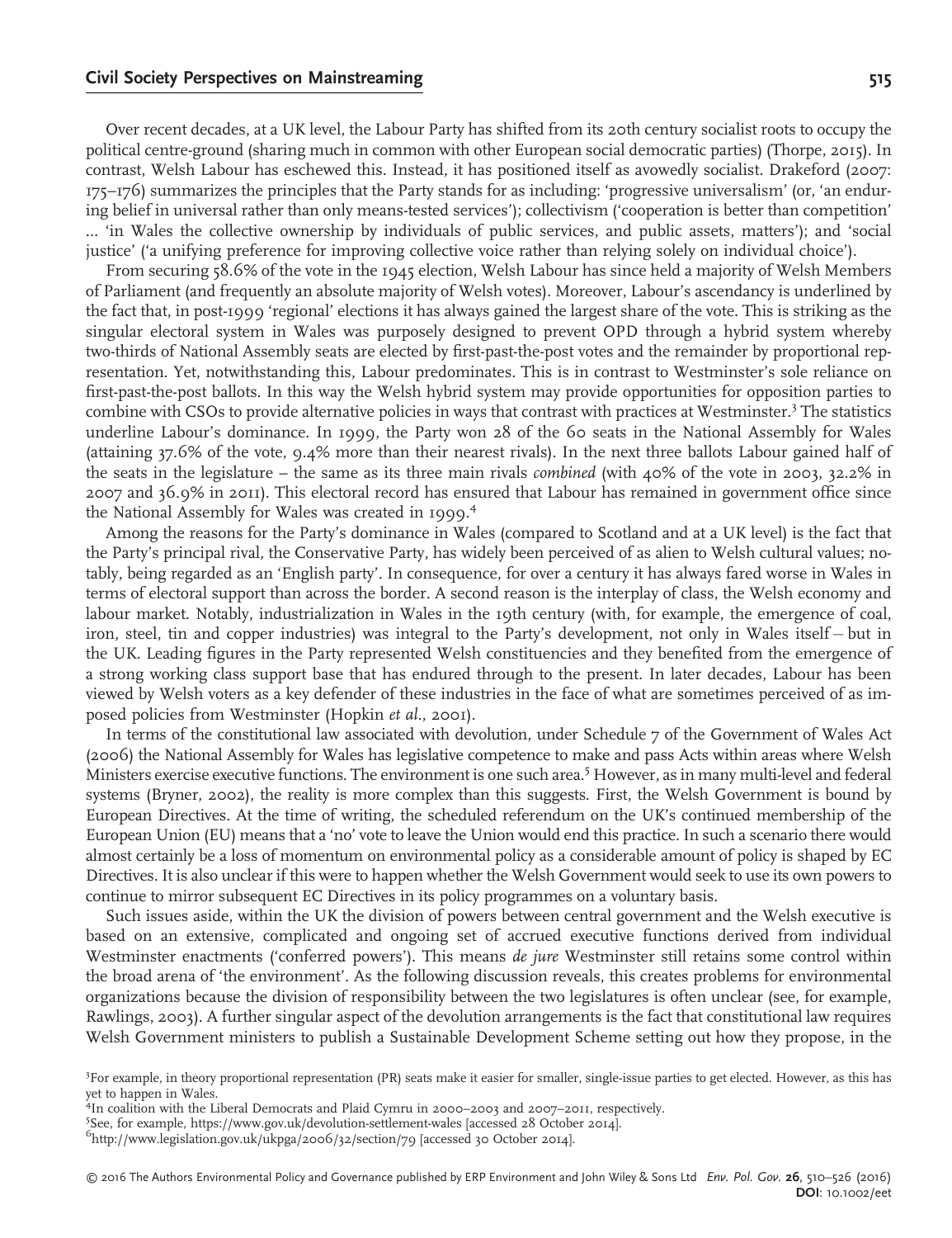Over recent decades, at a UK level, the Labour Party has shifted from its 20th century socialist roots to occupy the political centre-ground (sharing much in common with other European social democratic parties) (Thorpe, 2015). In contrast, Welsh Labour has eschewed this. Instead, it has positioned itself as avowedly socialist. Drakeford (2007: 175–176) summarizes the principles that the Party stands for as including: 'progressive universalism' (or, 'an enduring belief in universal rather than only means-tested services'); collectivism ('cooperation is better than competition' ... 'in Wales the collective ownership by individuals of public services, and public assets, matters'); and 'social justice' ('a unifying preference for improving collective voice rather than relying solely on individual choice').

From securing 58.6% of the vote in the 1945 election, Welsh Labour has since held a majority of Welsh Members of Parliament (and frequently an absolute majority of Welsh votes). Moreover, Labour's ascendancy is underlined by the fact that, in post-1999 'regional' elections it has always gained the largest share of the vote. This is striking as the singular electoral system in Wales was purposely designed to prevent OPD through a hybrid system whereby two-thirds of National Assembly seats are elected by first-past-the-post votes and the remainder by proportional representation. Yet, notwithstanding this, Labour predominates. This is in contrast to Westminster's sole reliance on first-past-the-post ballots. In this way the Welsh hybrid system may provide opportunities for opposition parties to combine with CSOs to provide alternative policies in ways that contrast with practices at Westminster.[3] The statistics underline Labour's dominance. In 1999, the Party won 28 of the 60 seats in the National Assembly for Wales (attaining 37.6% of the vote, 9.4% more than their nearest rivals). In the next three ballots Labour gained half of the seats in the legislature – the same as its three main rivals *combined* (with 40% of the vote in 2003, 32.2% in 2007 and 36.9% in 2011). This electoral record has ensured that Labour has remained in government office since the National Assembly for Wales was created in 1999.[4]

Among the reasons for the Party's dominance in Wales (compared to Scotland and at a UK level) is the fact that the Party's principal rival, the Conservative Party, has widely been perceived of as alien to Welsh cultural values; notably, being regarded as an 'English party'. In consequence, for over a century it has always fared worse in Wales in terms of electoral support than across the border. A second reason is the interplay of class, the Welsh economy and labour market. Notably, industrialization in Wales in the 19th century (with, for example, the emergence of coal, iron, steel, tin and copper industries) was integral to the Party's development, not only in Wales itself – but in the UK. Leading figures in the Party represented Welsh constituencies and they benefited from the emergence of a strong working class support base that has endured through to the present. In later decades, Labour has been viewed by Welsh voters as a key defender of these industries in the face of what are sometimes perceived of as imposed policies from Westminster (Hopkin *et al.*, 2001).

In terms of the constitutional law associated with devolution, under Schedule 7 of the Government of Wales Act (2006) the National Assembly for Wales has legislative competence to make and pass Acts within areas where Welsh Ministers exercise executive functions. The environment is one such area.[5] However, as in many multi-level and federal systems (Bryner, 2002), the reality is more complex than this suggests. First, the Welsh Government is bound by European Directives. At the time of writing, the scheduled referendum on the UK's continued membership of the European Union (EU) means that a 'no' vote to leave the Union would end this practice. In such a scenario there would almost certainly be a loss of momentum on environmental policy as a considerable amount of policy is shaped by EC Directives. It is also unclear if this were to happen whether the Welsh Government would seek to use its own powers to continue to mirror subsequent EC Directives in its policy programmes on a voluntary basis.

Such issues aside, within the UK the division of powers between central government and the Welsh executive is based on an extensive, complicated and ongoing set of accrued executive functions derived from individual Westminster enactments ('conferred powers'). This means *de jure* Westminster still retains some control within the broad arena of 'the environment'. As the following discussion reveals, this creates problems for environmental organizations because the division of responsibility between the two legislatures is often unclear (see, for example, Rawlings, 2003). A further singular aspect of the devolution arrangements is the fact that constitutional law requires Welsh Government ministers to publish a Sustainable Development Scheme setting out how they propose, in the

[3]For example, in theory proportional representation (PR) seats make it easier for smaller, single-issue parties to get elected. However, as this has yet to happen in Wales.

[4]In coalition with the Liberal Democrats and Plaid Cymru in 2000–2003 and 2007–2011, respectively.

[5]See, for example, https://www.gov.uk/devolution-settlement-wales [accessed 28 October 2014].

[6]http://www.legislation.gov.uk/ukpga/2006/32/section/79 [accessed 30 October 2014].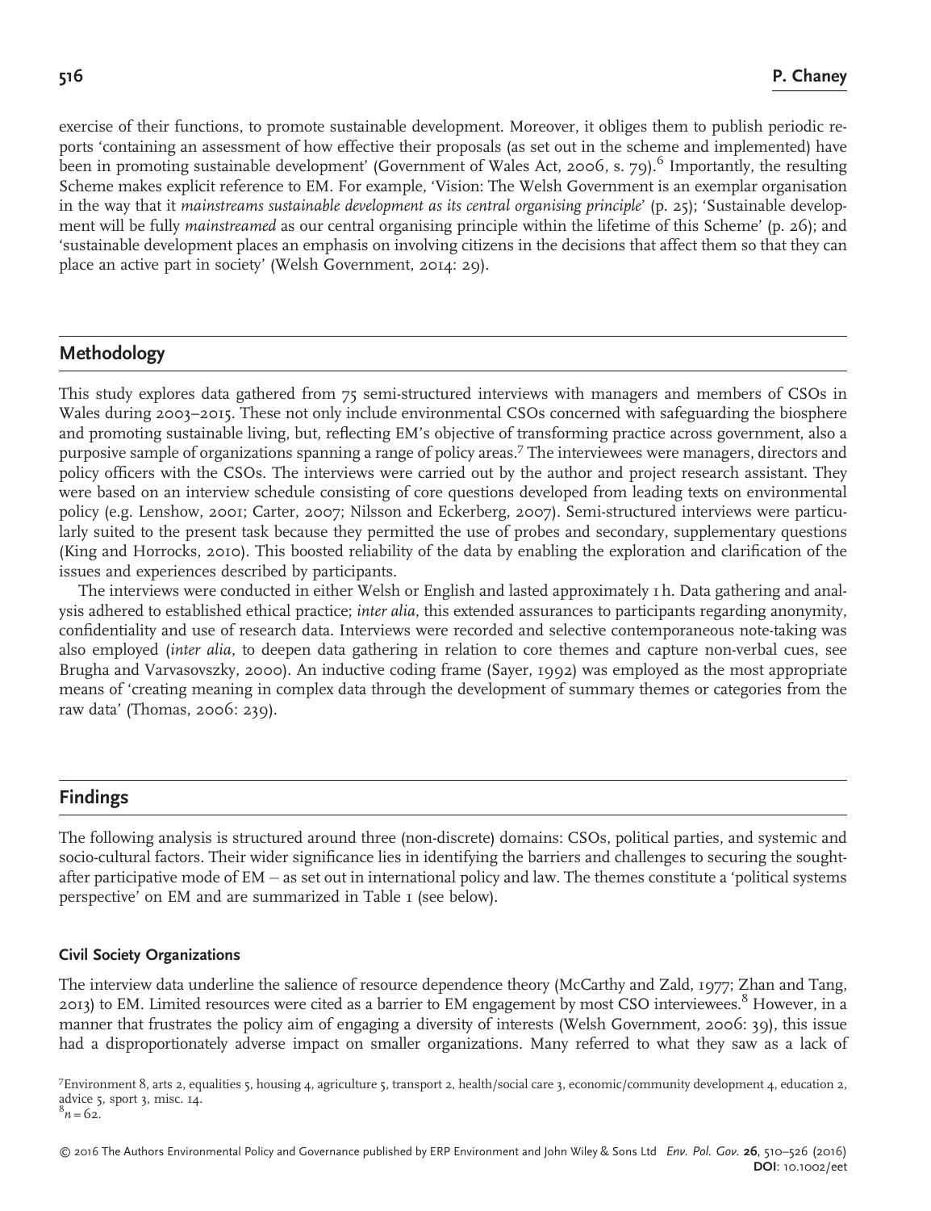exercise of their functions, to promote sustainable development. Moreover, it obliges them to publish periodic reports 'containing an assessment of how effective their proposals (as set out in the scheme and implemented) have been in promoting sustainable development' (Government of Wales Act, 2006, s. 79).[6] Importantly, the resulting Scheme makes explicit reference to EM. For example, 'Vision: The Welsh Government is an exemplar organisation in the way that it *mainstreams sustainable development as its central organising principle*' (p. 25); 'Sustainable development will be fully *mainstreamed* as our central organising principle within the lifetime of this Scheme' (p. 26); and 'sustainable development places an emphasis on involving citizens in the decisions that affect them so that they can place an active part in society' (Welsh Government, 2014: 29).

## Methodology

This study explores data gathered from 75 semi-structured interviews with managers and members of CSOs in Wales during 2003–2015. These not only include environmental CSOs concerned with safeguarding the biosphere and promoting sustainable living, but, reflecting EM's objective of transforming practice across government, also a purposive sample of organizations spanning a range of policy areas.[7] The interviewees were managers, directors and policy officers with the CSOs. The interviews were carried out by the author and project research assistant. They were based on an interview schedule consisting of core questions developed from leading texts on environmental policy (e.g. Lenshow, 2001; Carter, 2007; Nilsson and Eckerberg, 2007). Semi-structured interviews were particularly suited to the present task because they permitted the use of probes and secondary, supplementary questions (King and Horrocks, 2010). This boosted reliability of the data by enabling the exploration and clarification of the issues and experiences described by participants.

The interviews were conducted in either Welsh or English and lasted approximately 1 h. Data gathering and analysis adhered to established ethical practice; *inter alia*, this extended assurances to participants regarding anonymity, confidentiality and use of research data. Interviews were recorded and selective contemporaneous note-taking was also employed (*inter alia*, to deepen data gathering in relation to core themes and capture non-verbal cues, see Brugha and Varvasovszky, 2000). An inductive coding frame (Sayer, 1992) was employed as the most appropriate means of 'creating meaning in complex data through the development of summary themes or categories from the raw data' (Thomas, 2006: 239).

## Findings

The following analysis is structured around three (non-discrete) domains: CSOs, political parties, and systemic and socio-cultural factors. Their wider significance lies in identifying the barriers and challenges to securing the sought-after participative mode of EM – as set out in international policy and law. The themes constitute a 'political systems perspective' on EM and are summarized in Table 1 (see below).

### Civil Society Organizations

The interview data underline the salience of resource dependence theory (McCarthy and Zald, 1977; Zhan and Tang, 2013) to EM. Limited resources were cited as a barrier to EM engagement by most CSO interviewees.[8] However, in a manner that frustrates the policy aim of engaging a diversity of interests (Welsh Government, 2006: 39), this issue had a disproportionately adverse impact on smaller organizations. Many referred to what they saw as a lack of

[7] Environment 8, arts 2, equalities 5, housing 4, agriculture 5, transport 2, health/social care 3, economic/community development 4, education 2, advice 5, sport 3, misc. 14.

[8] $n = 62$.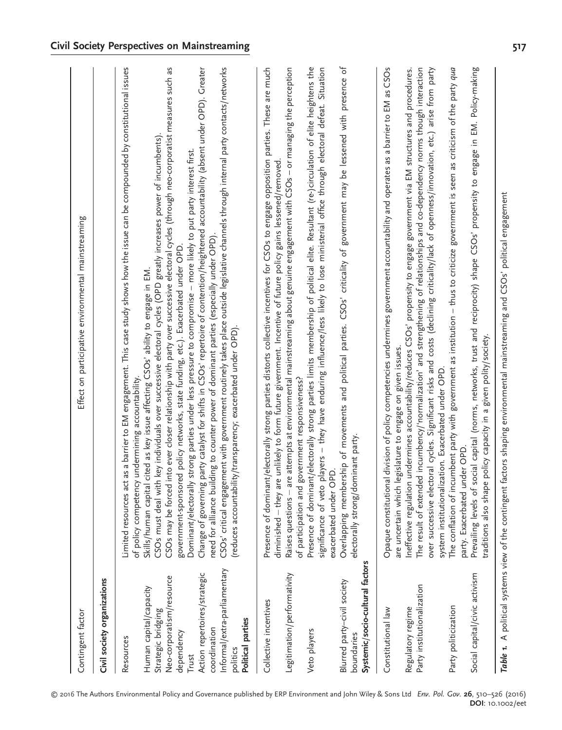| Contingent factor | Effect on participative environmental mainstreaming |
| --- | --- |
| **Civil society organizations** | |
| Resources | Limited resources act as a barrier to EM engagement. This case study shows how the issue can be compounded by constitutional issues of policy competency undermining accountability. |
| Human capital/capacity | Skills/human capital cited as key issue affecting CSOs' ability to engage in EM. |
| Strategic bridging | CSOs must deal with key individuals over successive electoral cycles (OPD greatly increases power of incumbents). |
| Neo-corporatism/resource dependency | CSOs may be forced into ever closer relationship with party over successive electoral cycles (through neo-corporatist measures such as government-sponsored policy networks, state funding, etc.). Exacerbated under OPD. |
| Trust | Dominant/electorally strong parties under less pressure to compromise – more likely to put party interest first. |
| Action repertoires/strategic coordination | Change of governing party catalyst for shifts in CSOs' repertoire of contention/heightened accountability (absent under OPD). Greater need for alliance building to counter power of dominant parties (especially under OPD). |
| Informal/extra-parliamentary politics | CSOs' critical engagement with government routinely takes place outside legislative channels through internal party contacts/networks (reduces accountability/transparency; exacerbated under OPD). |
| **Political parties** | |
| Collective incentives | Presence of dominant/electorally strong parties distorts collective incentives for CSOs to engage opposition parties. These are much diminished – they are unlikely to form future government. Incentive of future policy gains lessened/removed. |
| Legitimation/performativity | Raises questions – are attempts at environmental mainstreaming about genuine engagement with CSOs – or managing the perception of participation and government responsiveness? |
| Veto players | Presence of dominant/electorally strong parties limits membership of political elite. Resultant (re-)circulation of elite heightens the significance of veto players – they have enduring influence/less likely to lose ministerial office through electoral defeat. Situation exacerbated under OPD. |
| Blurred party–civil society boundaries | Overlapping membership of movements and political parties. CSOs' criticality of government may be lessened with presence of electorally strong/dominant party. |
| **Systemic/socio-cultural factors** | |
| Constitutional law | Opaque constitutional division of policy competencies undermines government accountability and operates as a barrier to EM as CSOs are uncertain which legislature to engage on given issues. |
| Regulatory regime | Ineffective regulation undermines accountability/reduces CSOs' propensity to engage government via EM structures and procedures. |
| Party institutionalization | The result of extended incumbency/'normalization' and strengthening of relationships and co-dependency norms though interaction over successive electoral cycles. Significant risks and costs (declining criticality/lack of openness/innovation, etc.) arise from party system institutionalization. Exacerbated under OPD. |
| Party politicization | The conflation of incumbent party with government as institution – thus to criticize government is seen as criticism of the party *qua* party. Exacerbated under OPD. |
| Social capital/civic activism | Prevailing levels of social capital (norms, networks, trust and reciprocity) shape CSOs' propensity to engage in EM. Policy-making traditions also shape policy capacity in a given polity/society. |

***Table 1.*** A political systems view of the contingent factors shaping environmental mainstreaming and CSOs' political engagement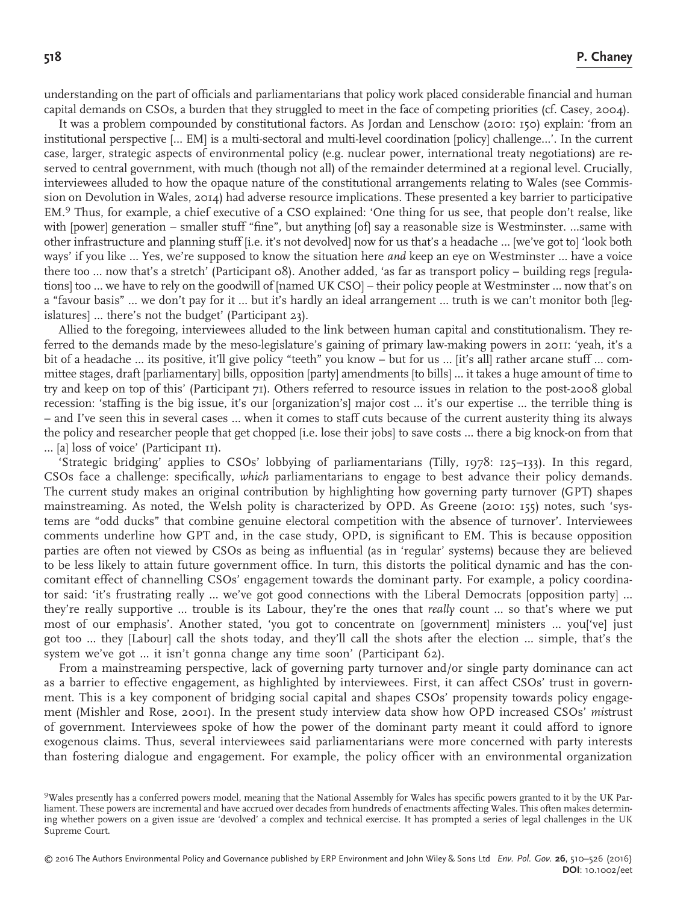understanding on the part of officials and parliamentarians that policy work placed considerable financial and human capital demands on CSOs, a burden that they struggled to meet in the face of competing priorities (cf. Casey, 2004).

It was a problem compounded by constitutional factors. As Jordan and Lenschow (2010: 150) explain: 'from an institutional perspective [... EM] is a multi-sectoral and multi-level coordination [policy] challenge...'. In the current case, larger, strategic aspects of environmental policy (e.g. nuclear power, international treaty negotiations) are reserved to central government, with much (though not all) of the remainder determined at a regional level. Crucially, interviewees alluded to how the opaque nature of the constitutional arrangements relating to Wales (see Commission on Devolution in Wales, 2014) had adverse resource implications. These presented a key barrier to participative EM.[9] Thus, for example, a chief executive of a CSO explained: 'One thing for us see, that people don't realse, like with [power] generation – smaller stuff "fine", but anything [of] say a reasonable size is Westminster. ...same with other infrastructure and planning stuff [i.e. it's not devolved] now for us that's a headache ... [we've got to] 'look both ways' if you like ... Yes, we're supposed to know the situation here *and* keep an eye on Westminster ... have a voice there too ... now that's a stretch' (Participant 08). Another added, 'as far as transport policy – building regs [regulations] too ... we have to rely on the goodwill of [named UK CSO] – their policy people at Westminster ... now that's on a "favour basis" ... we don't pay for it ... but it's hardly an ideal arrangement ... truth is we can't monitor both [legislatures] ... there's not the budget' (Participant 23).

Allied to the foregoing, interviewees alluded to the link between human capital and constitutionalism. They referred to the demands made by the meso-legislature's gaining of primary law-making powers in 2011: 'yeah, it's a bit of a headache ... its positive, it'll give policy "teeth" you know – but for us ... [it's all] rather arcane stuff ... committee stages, draft [parliamentary] bills, opposition [party] amendments [to bills] ... it takes a huge amount of time to try and keep on top of this' (Participant 71). Others referred to resource issues in relation to the post-2008 global recession: 'staffing is the big issue, it's our [organization's] major cost ... it's our expertise ... the terrible thing is – and I've seen this in several cases ... when it comes to staff cuts because of the current austerity thing its always the policy and researcher people that get chopped [i.e. lose their jobs] to save costs ... there a big knock-on from that ... [a] loss of voice' (Participant 11).

'Strategic bridging' applies to CSOs' lobbying of parliamentarians (Tilly, 1978: 125–133). In this regard, CSOs face a challenge: specifically, *which* parliamentarians to engage to best advance their policy demands. The current study makes an original contribution by highlighting how governing party turnover (GPT) shapes mainstreaming. As noted, the Welsh polity is characterized by OPD. As Greene (2010: 155) notes, such 'systems are "odd ducks" that combine genuine electoral competition with the absence of turnover'. Interviewees comments underline how GPT and, in the case study, OPD, is significant to EM. This is because opposition parties are often not viewed by CSOs as being as influential (as in 'regular' systems) because they are believed to be less likely to attain future government office. In turn, this distorts the political dynamic and has the concomitant effect of channelling CSOs' engagement towards the dominant party. For example, a policy coordinator said: 'it's frustrating really ... we've got good connections with the Liberal Democrats [opposition party] ... they're really supportive ... trouble is its Labour, they're the ones that *really* count ... so that's where we put most of our emphasis'. Another stated, 'you got to concentrate on [government] ministers ... you['ve] just got too ... they [Labour] call the shots today, and they'll call the shots after the election ... simple, that's the system we've got ... it isn't gonna change any time soon' (Participant 62).

From a mainstreaming perspective, lack of governing party turnover and/or single party dominance can act as a barrier to effective engagement, as highlighted by interviewees. First, it can affect CSOs' trust in government. This is a key component of bridging social capital and shapes CSOs' propensity towards policy engagement (Mishler and Rose, 2001). In the present study interview data show how OPD increased CSOs' *mis*trust of government. Interviewees spoke of how the power of the dominant party meant it could afford to ignore exogenous claims. Thus, several interviewees said parliamentarians were more concerned with party interests than fostering dialogue and engagement. For example, the policy officer with an environmental organization

[9] Wales presently has a conferred powers model, meaning that the National Assembly for Wales has specific powers granted to it by the UK Parliament. These powers are incremental and have accrued over decades from hundreds of enactments affecting Wales. This often makes determining whether powers on a given issue are 'devolved' a complex and technical exercise. It has prompted a series of legal challenges in the UK Supreme Court.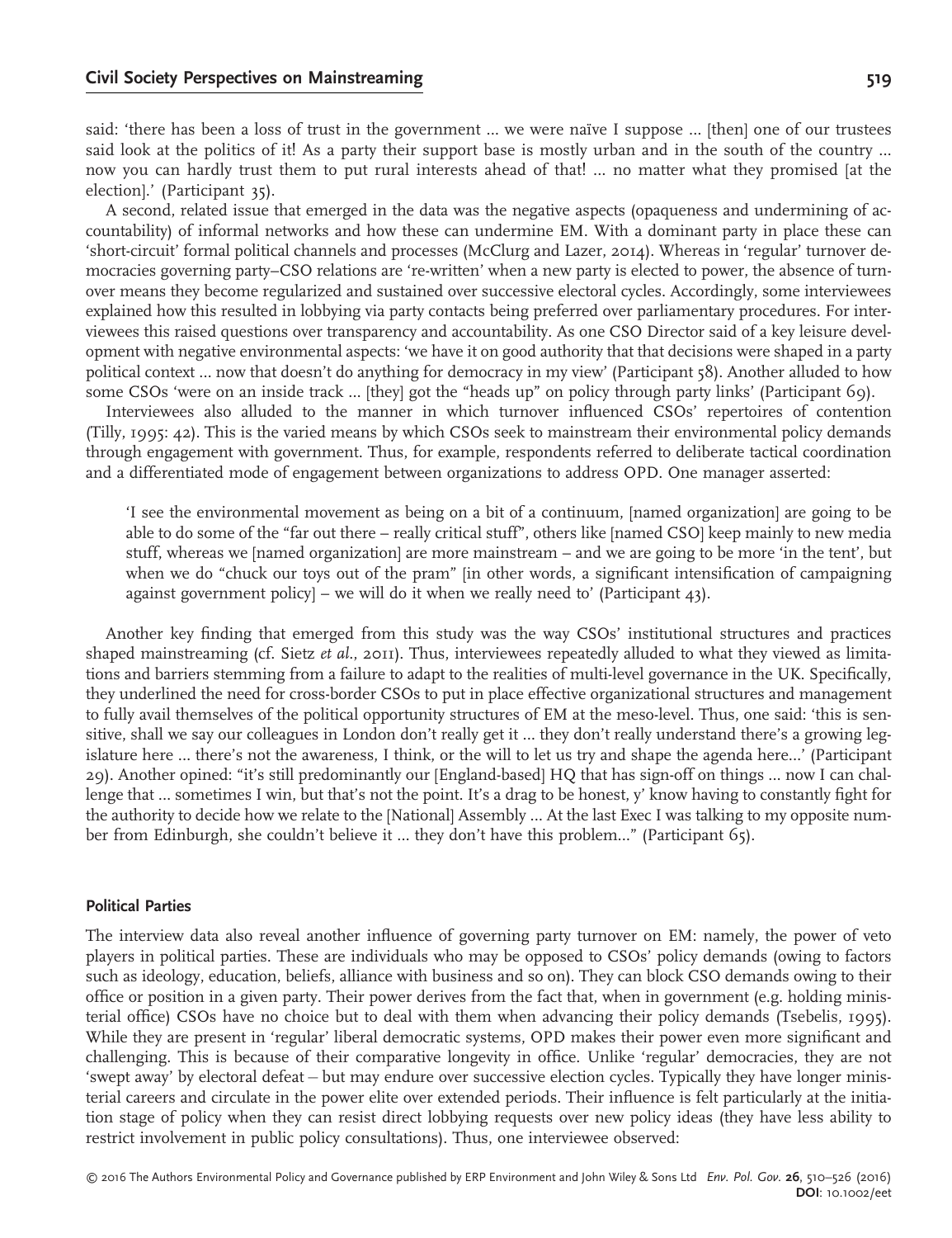said: 'there has been a loss of trust in the government ... we were naïve I suppose ... [then] one of our trustees said look at the politics of it! As a party their support base is mostly urban and in the south of the country ... now you can hardly trust them to put rural interests ahead of that! ... no matter what they promised [at the election].' (Participant 35).

A second, related issue that emerged in the data was the negative aspects (opaqueness and undermining of accountability) of informal networks and how these can undermine EM. With a dominant party in place these can 'short-circuit' formal political channels and processes (McClurg and Lazer, 2014). Whereas in 'regular' turnover democracies governing party–CSO relations are 're-written' when a new party is elected to power, the absence of turnover means they become regularized and sustained over successive electoral cycles. Accordingly, some interviewees explained how this resulted in lobbying via party contacts being preferred over parliamentary procedures. For interviewees this raised questions over transparency and accountability. As one CSO Director said of a key leisure development with negative environmental aspects: 'we have it on good authority that that decisions were shaped in a party political context ... now that doesn't do anything for democracy in my view' (Participant 58). Another alluded to how some CSOs 'were on an inside track ... [they] got the "heads up" on policy through party links' (Participant 69).

Interviewees also alluded to the manner in which turnover influenced CSOs' repertoires of contention (Tilly, 1995: 42). This is the varied means by which CSOs seek to mainstream their environmental policy demands through engagement with government. Thus, for example, respondents referred to deliberate tactical coordination and a differentiated mode of engagement between organizations to address OPD. One manager asserted:

> 'I see the environmental movement as being on a bit of a continuum, [named organization] are going to be able to do some of the "far out there – really critical stuff", others like [named CSO] keep mainly to new media stuff, whereas we [named organization] are more mainstream – and we are going to be more 'in the tent', but when we do "chuck our toys out of the pram" [in other words, a significant intensification of campaigning against government policy] – we will do it when we really need to' (Participant 43).

Another key finding that emerged from this study was the way CSOs' institutional structures and practices shaped mainstreaming (cf. Sietz *et al.*, 2011). Thus, interviewees repeatedly alluded to what they viewed as limitations and barriers stemming from a failure to adapt to the realities of multi-level governance in the UK. Specifically, they underlined the need for cross-border CSOs to put in place effective organizational structures and management to fully avail themselves of the political opportunity structures of EM at the meso-level. Thus, one said: 'this is sensitive, shall we say our colleagues in London don't really get it ... they don't really understand there's a growing legislature here ... there's not the awareness, I think, or the will to let us try and shape the agenda here...' (Participant 29). Another opined: "it's still predominantly our [England-based] HQ that has sign-off on things ... now I can challenge that ... sometimes I win, but that's not the point. It's a drag to be honest, y' know having to constantly fight for the authority to decide how we relate to the [National] Assembly ... At the last Exec I was talking to my opposite number from Edinburgh, she couldn't believe it ... they don't have this problem..." (Participant 65).

### Political Parties

The interview data also reveal another influence of governing party turnover on EM: namely, the power of veto players in political parties. These are individuals who may be opposed to CSOs' policy demands (owing to factors such as ideology, education, beliefs, alliance with business and so on). They can block CSO demands owing to their office or position in a given party. Their power derives from the fact that, when in government (e.g. holding ministerial office) CSOs have no choice but to deal with them when advancing their policy demands (Tsebelis, 1995). While they are present in 'regular' liberal democratic systems, OPD makes their power even more significant and challenging. This is because of their comparative longevity in office. Unlike 'regular' democracies, they are not 'swept away' by electoral defeat – but may endure over successive election cycles. Typically they have longer ministerial careers and circulate in the power elite over extended periods. Their influence is felt particularly at the initiation stage of policy when they can resist direct lobbying requests over new policy ideas (they have less ability to restrict involvement in public policy consultations). Thus, one interviewee observed: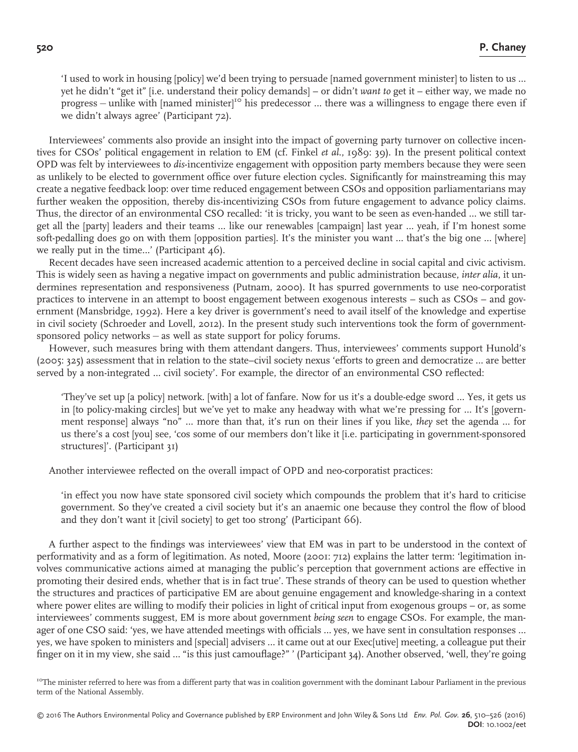> 'I used to work in housing [policy] we'd been trying to persuade [named government minister] to listen to us ... yet he didn't "get it" [i.e. understand their policy demands] – or didn't *want to* get it – either way, we made no progress – unlike with [named minister][10] his predecessor ... there was a willingness to engage there even if we didn't always agree' (Participant 72).

Interviewees' comments also provide an insight into the impact of governing party turnover on collective incentives for CSOs' political engagement in relation to EM (cf. Finkel *et al*., 1989: 39). In the present political context OPD was felt by interviewees to *dis*-incentivize engagement with opposition party members because they were seen as unlikely to be elected to government office over future election cycles. Significantly for mainstreaming this may create a negative feedback loop: over time reduced engagement between CSOs and opposition parliamentarians may further weaken the opposition, thereby dis-incentivizing CSOs from future engagement to advance policy claims. Thus, the director of an environmental CSO recalled: 'it is tricky, you want to be seen as even-handed ... we still target all the [party] leaders and their teams ... like our renewables [campaign] last year ... yeah, if I'm honest some soft-pedalling does go on with them [opposition parties]. It's the minister you want ... that's the big one ... [where] we really put in the time...' (Participant 46).

Recent decades have seen increased academic attention to a perceived decline in social capital and civic activism. This is widely seen as having a negative impact on governments and public administration because, *inter alia*, it undermines representation and responsiveness (Putnam, 2000). It has spurred governments to use neo-corporatist practices to intervene in an attempt to boost engagement between exogenous interests – such as CSOs – and government (Mansbridge, 1992). Here a key driver is government's need to avail itself of the knowledge and expertise in civil society (Schroeder and Lovell, 2012). In the present study such interventions took the form of government-sponsored policy networks – as well as state support for policy forums.

However, such measures bring with them attendant dangers. Thus, interviewees' comments support Hunold's (2005: 325) assessment that in relation to the state–civil society nexus 'efforts to green and democratize ... are better served by a non-integrated ... civil society'. For example, the director of an environmental CSO reflected:

> 'They've set up [a policy] network. [with] a lot of fanfare. Now for us it's a double-edge sword ... Yes, it gets us in [to policy-making circles] but we've yet to make any headway with what we're pressing for ... It's [government response] always "no" ... more than that, it's run on their lines if you like, *they* set the agenda ... for us there's a cost [you] see, 'cos some of our members don't like it [i.e. participating in government-sponsored structures]'. (Participant 31)

Another interviewee reflected on the overall impact of OPD and neo-corporatist practices:

> 'in effect you now have state sponsored civil society which compounds the problem that it's hard to criticise government. So they've created a civil society but it's an anaemic one because they control the flow of blood and they don't want it [civil society] to get too strong' (Participant 66).

A further aspect to the findings was interviewees' view that EM was in part to be understood in the context of performativity and as a form of legitimation. As noted, Moore (2001: 712) explains the latter term: 'legitimation involves communicative actions aimed at managing the public's perception that government actions are effective in promoting their desired ends, whether that is in fact true'. These strands of theory can be used to question whether the structures and practices of participative EM are about genuine engagement and knowledge-sharing in a context where power elites are willing to modify their policies in light of critical input from exogenous groups – or, as some interviewees' comments suggest, EM is more about government *being seen* to engage CSOs. For example, the manager of one CSO said: 'yes, we have attended meetings with officials ... yes, we have sent in consultation responses ... yes, we have spoken to ministers and [special] advisers ... it came out at our Exec[utive] meeting, a colleague put their finger on it in my view, she said ... "is this just camouflage?" ' (Participant 34). Another observed, 'well, they're going

[10]The minister referred to here was from a different party that was in coalition government with the dominant Labour Parliament in the previous term of the National Assembly.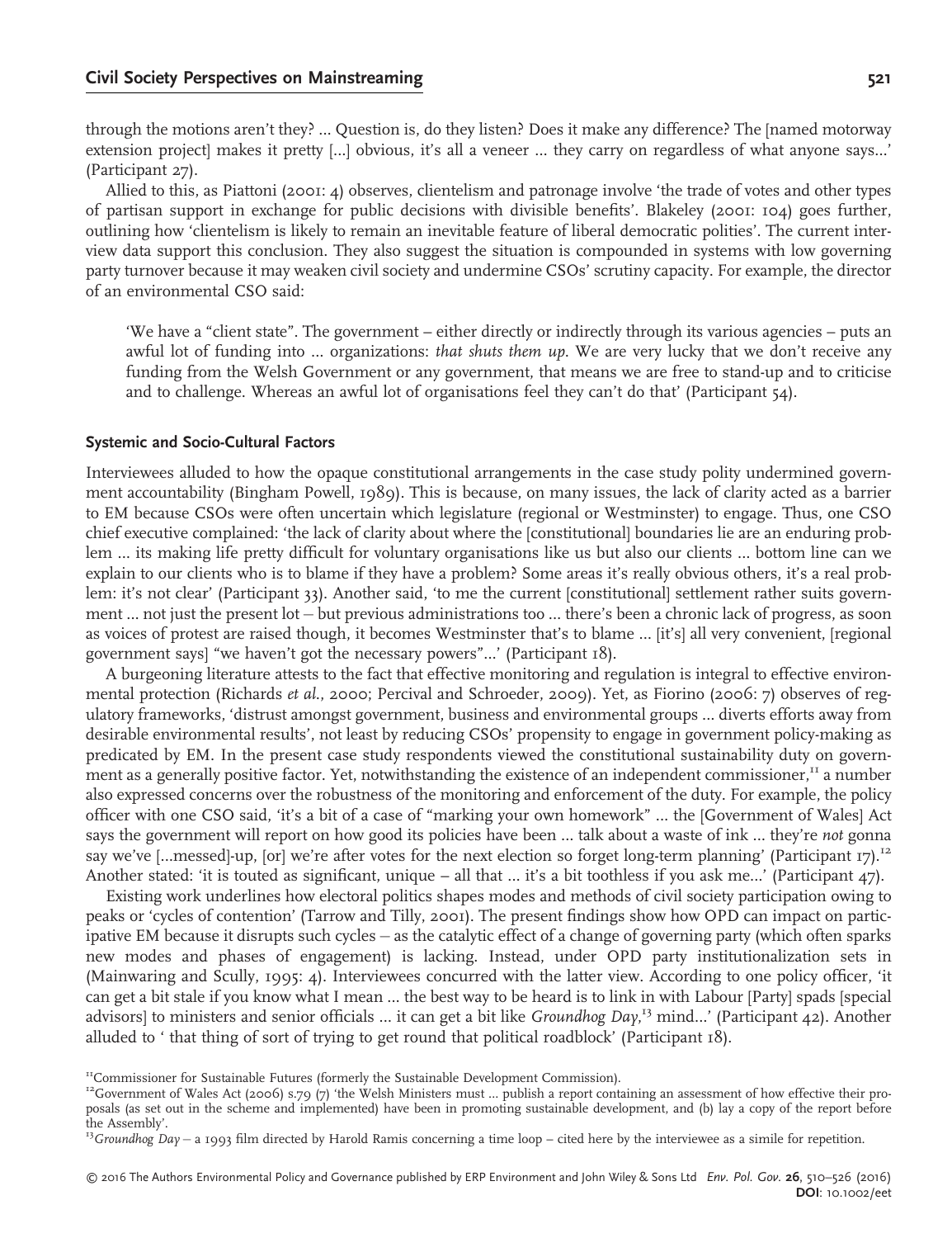through the motions aren't they? ... Question is, do they listen? Does it make any difference? The [named motorway extension project] makes it pretty [...] obvious, it's all a veneer ... they carry on regardless of what anyone says...' (Participant 27).

Allied to this, as Piattoni (2001: 4) observes, clientelism and patronage involve 'the trade of votes and other types of partisan support in exchange for public decisions with divisible benefits'. Blakeley (2001: 104) goes further, outlining how 'clientelism is likely to remain an inevitable feature of liberal democratic polities'. The current interview data support this conclusion. They also suggest the situation is compounded in systems with low governing party turnover because it may weaken civil society and undermine CSOs' scrutiny capacity. For example, the director of an environmental CSO said:

> 'We have a "client state". The government – either directly or indirectly through its various agencies – puts an awful lot of funding into ... organizations: *that shuts them up*. We are very lucky that we don't receive any funding from the Welsh Government or any government, that means we are free to stand-up and to criticise and to challenge. Whereas an awful lot of organisations feel they can't do that' (Participant 54).

### Systemic and Socio-Cultural Factors

Interviewees alluded to how the opaque constitutional arrangements in the case study polity undermined government accountability (Bingham Powell, 1989). This is because, on many issues, the lack of clarity acted as a barrier to EM because CSOs were often uncertain which legislature (regional or Westminster) to engage. Thus, one CSO chief executive complained: 'the lack of clarity about where the [constitutional] boundaries lie are an enduring problem ... its making life pretty difficult for voluntary organisations like us but also our clients ... bottom line can we explain to our clients who is to blame if they have a problem? Some areas it's really obvious others, it's a real problem: it's not clear' (Participant 33). Another said, 'to me the current [constitutional] settlement rather suits government ... not just the present lot – but previous administrations too ... there's been a chronic lack of progress, as soon as voices of protest are raised though, it becomes Westminster that's to blame ... [it's] all very convenient, [regional government says] "we haven't got the necessary powers"...' (Participant 18).

A burgeoning literature attests to the fact that effective monitoring and regulation is integral to effective environmental protection (Richards *et al.*, 2000; Percival and Schroeder, 2009). Yet, as Fiorino (2006: 7) observes of regulatory frameworks, 'distrust amongst government, business and environmental groups ... diverts efforts away from desirable environmental results', not least by reducing CSOs' propensity to engage in government policy-making as predicated by EM. In the present case study respondents viewed the constitutional sustainability duty on government as a generally positive factor. Yet, notwithstanding the existence of an independent commissioner,[11] a number also expressed concerns over the robustness of the monitoring and enforcement of the duty. For example, the policy officer with one CSO said, 'it's a bit of a case of "marking your own homework" ... the [Government of Wales] Act says the government will report on how good its policies have been ... talk about a waste of ink ... they're *not* gonna say we've [...messed]-up, [or] we're after votes for the next election so forget long-term planning' (Participant 17).[12] Another stated: 'it is touted as significant, unique – all that ... it's a bit toothless if you ask me...' (Participant 47).

Existing work underlines how electoral politics shapes modes and methods of civil society participation owing to peaks or 'cycles of contention' (Tarrow and Tilly, 2001). The present findings show how OPD can impact on participative EM because it disrupts such cycles – as the catalytic effect of a change of governing party (which often sparks new modes and phases of engagement) is lacking. Instead, under OPD party institutionalization sets in (Mainwaring and Scully, 1995: 4). Interviewees concurred with the latter view. According to one policy officer, 'it can get a bit stale if you know what I mean ... the best way to be heard is to link in with Labour [Party] spads [special advisors] to ministers and senior officials ... it can get a bit like *Groundhog Day*,[13] mind...' (Participant 42). Another alluded to ' that thing of sort of trying to get round that political roadblock' (Participant 18).

[11] Commissioner for Sustainable Futures (formerly the Sustainable Development Commission).

[12] Government of Wales Act (2006) s.79 (7) 'the Welsh Ministers must ... publish a report containing an assessment of how effective their proposals (as set out in the scheme and implemented) have been in promoting sustainable development, and (b) lay a copy of the report before the Assembly'.

[13] *Groundhog Day* – a 1993 film directed by Harold Ramis concerning a time loop – cited here by the interviewee as a simile for repetition.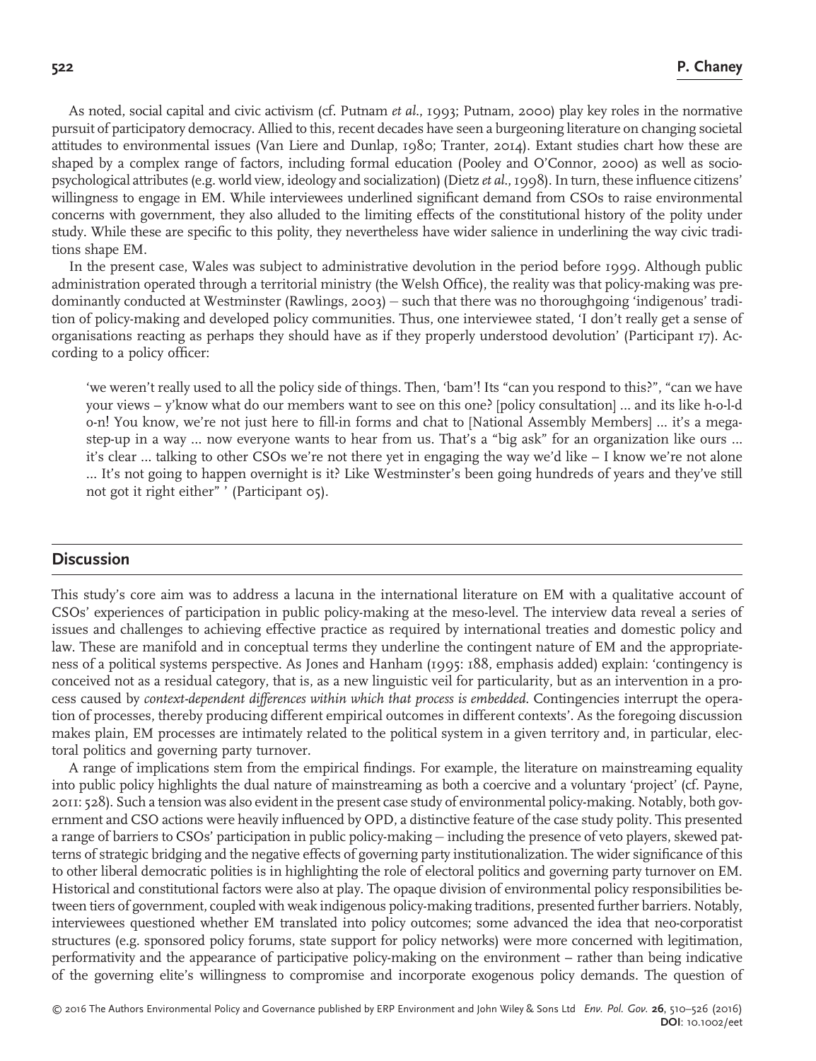As noted, social capital and civic activism (cf. Putnam *et al*., 1993; Putnam, 2000) play key roles in the normative pursuit of participatory democracy. Allied to this, recent decades have seen a burgeoning literature on changing societal attitudes to environmental issues (Van Liere and Dunlap, 1980; Tranter, 2014). Extant studies chart how these are shaped by a complex range of factors, including formal education (Pooley and O'Connor, 2000) as well as socio-psychological attributes (e.g. world view, ideology and socialization) (Dietz *et al*., 1998). In turn, these influence citizens' willingness to engage in EM. While interviewees underlined significant demand from CSOs to raise environmental concerns with government, they also alluded to the limiting effects of the constitutional history of the polity under study. While these are specific to this polity, they nevertheless have wider salience in underlining the way civic traditions shape EM.

In the present case, Wales was subject to administrative devolution in the period before 1999. Although public administration operated through a territorial ministry (the Welsh Office), the reality was that policy-making was predominantly conducted at Westminster (Rawlings, 2003) – such that there was no thoroughgoing 'indigenous' tradition of policy-making and developed policy communities. Thus, one interviewee stated, 'I don't really get a sense of organisations reacting as perhaps they should have as if they properly understood devolution' (Participant 17). According to a policy officer:

> 'we weren't really used to all the policy side of things. Then, 'bam'! Its "can you respond to this?", "can we have your views – y'know what do our members want to see on this one? [policy consultation] ... and its like h-o-l-d o-n! You know, we're not just here to fill-in forms and chat to [National Assembly Members] ... it's a mega-step-up in a way ... now everyone wants to hear from us. That's a "big ask" for an organization like ours ... it's clear ... talking to other CSOs we're not there yet in engaging the way we'd like – I know we're not alone ... It's not going to happen overnight is it? Like Westminster's been going hundreds of years and they've still not got it right either" ' (Participant 05).

## Discussion

This study's core aim was to address a lacuna in the international literature on EM with a qualitative account of CSOs' experiences of participation in public policy-making at the meso-level. The interview data reveal a series of issues and challenges to achieving effective practice as required by international treaties and domestic policy and law. These are manifold and in conceptual terms they underline the contingent nature of EM and the appropriateness of a political systems perspective. As Jones and Hanham (1995: 188, emphasis added) explain: 'contingency is conceived not as a residual category, that is, as a new linguistic veil for particularity, but as an intervention in a process caused by *context-dependent differences within which that process is embedded*. Contingencies interrupt the operation of processes, thereby producing different empirical outcomes in different contexts'. As the foregoing discussion makes plain, EM processes are intimately related to the political system in a given territory and, in particular, electoral politics and governing party turnover.

A range of implications stem from the empirical findings. For example, the literature on mainstreaming equality into public policy highlights the dual nature of mainstreaming as both a coercive and a voluntary 'project' (cf. Payne, 2011: 528). Such a tension was also evident in the present case study of environmental policy-making. Notably, both government and CSO actions were heavily influenced by OPD, a distinctive feature of the case study polity. This presented a range of barriers to CSOs' participation in public policy-making – including the presence of veto players, skewed patterns of strategic bridging and the negative effects of governing party institutionalization. The wider significance of this to other liberal democratic polities is in highlighting the role of electoral politics and governing party turnover on EM. Historical and constitutional factors were also at play. The opaque division of environmental policy responsibilities between tiers of government, coupled with weak indigenous policy-making traditions, presented further barriers. Notably, interviewees questioned whether EM translated into policy outcomes; some advanced the idea that neo-corporatist structures (e.g. sponsored policy forums, state support for policy networks) were more concerned with legitimation, performativity and the appearance of participative policy-making on the environment – rather than being indicative of the governing elite's willingness to compromise and incorporate exogenous policy demands. The question of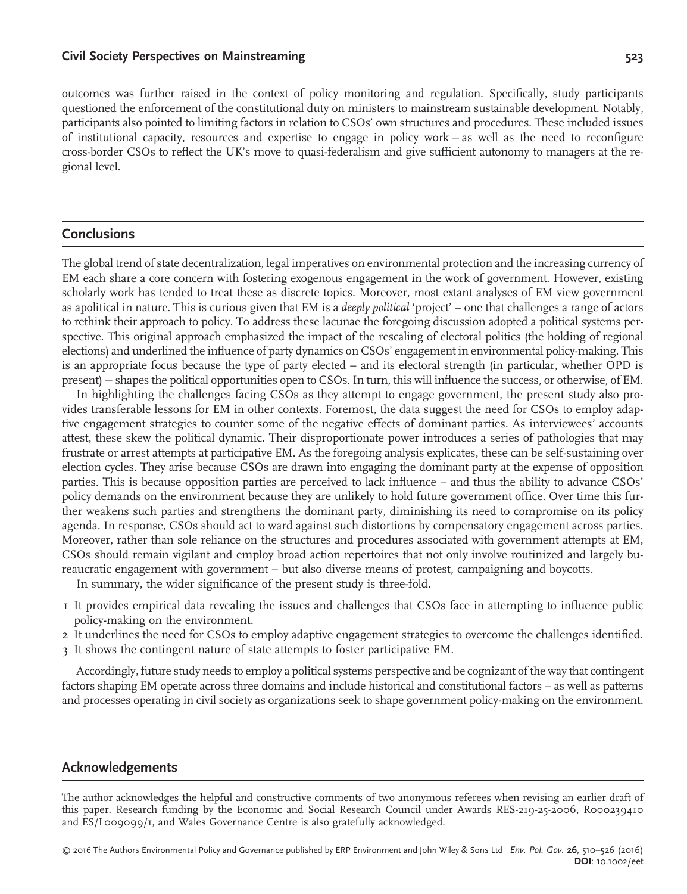outcomes was further raised in the context of policy monitoring and regulation. Specifically, study participants questioned the enforcement of the constitutional duty on ministers to mainstream sustainable development. Notably, participants also pointed to limiting factors in relation to CSOs' own structures and procedures. These included issues of institutional capacity, resources and expertise to engage in policy work – as well as the need to reconfigure cross-border CSOs to reflect the UK's move to quasi-federalism and give sufficient autonomy to managers at the regional level.

## Conclusions

The global trend of state decentralization, legal imperatives on environmental protection and the increasing currency of EM each share a core concern with fostering exogenous engagement in the work of government. However, existing scholarly work has tended to treat these as discrete topics. Moreover, most extant analyses of EM view government as apolitical in nature. This is curious given that EM is a *deeply political* 'project' – one that challenges a range of actors to rethink their approach to policy. To address these lacunae the foregoing discussion adopted a political systems perspective. This original approach emphasized the impact of the rescaling of electoral politics (the holding of regional elections) and underlined the influence of party dynamics on CSOs' engagement in environmental policy-making. This is an appropriate focus because the type of party elected – and its electoral strength (in particular, whether OPD is present) – shapes the political opportunities open to CSOs. In turn, this will influence the success, or otherwise, of EM.

In highlighting the challenges facing CSOs as they attempt to engage government, the present study also provides transferable lessons for EM in other contexts. Foremost, the data suggest the need for CSOs to employ adaptive engagement strategies to counter some of the negative effects of dominant parties. As interviewees' accounts attest, these skew the political dynamic. Their disproportionate power introduces a series of pathologies that may frustrate or arrest attempts at participative EM. As the foregoing analysis explicates, these can be self-sustaining over election cycles. They arise because CSOs are drawn into engaging the dominant party at the expense of opposition parties. This is because opposition parties are perceived to lack influence – and thus the ability to advance CSOs' policy demands on the environment because they are unlikely to hold future government office. Over time this further weakens such parties and strengthens the dominant party, diminishing its need to compromise on its policy agenda. In response, CSOs should act to ward against such distortions by compensatory engagement across parties. Moreover, rather than sole reliance on the structures and procedures associated with government attempts at EM, CSOs should remain vigilant and employ broad action repertoires that not only involve routinized and largely bureaucratic engagement with government – but also diverse means of protest, campaigning and boycotts.

In summary, the wider significance of the present study is three-fold.

1. It provides empirical data revealing the issues and challenges that CSOs face in attempting to influence public policy-making on the environment.
2. It underlines the need for CSOs to employ adaptive engagement strategies to overcome the challenges identified.
3. It shows the contingent nature of state attempts to foster participative EM.

Accordingly, future study needs to employ a political systems perspective and be cognizant of the way that contingent factors shaping EM operate across three domains and include historical and constitutional factors – as well as patterns and processes operating in civil society as organizations seek to shape government policy-making on the environment.

## Acknowledgements

The author acknowledges the helpful and constructive comments of two anonymous referees when revising an earlier draft of this paper. Research funding by the Economic and Social Research Council under Awards RES-219-25-2006, R000239410 and ES/L009099/1, and Wales Governance Centre is also gratefully acknowledged.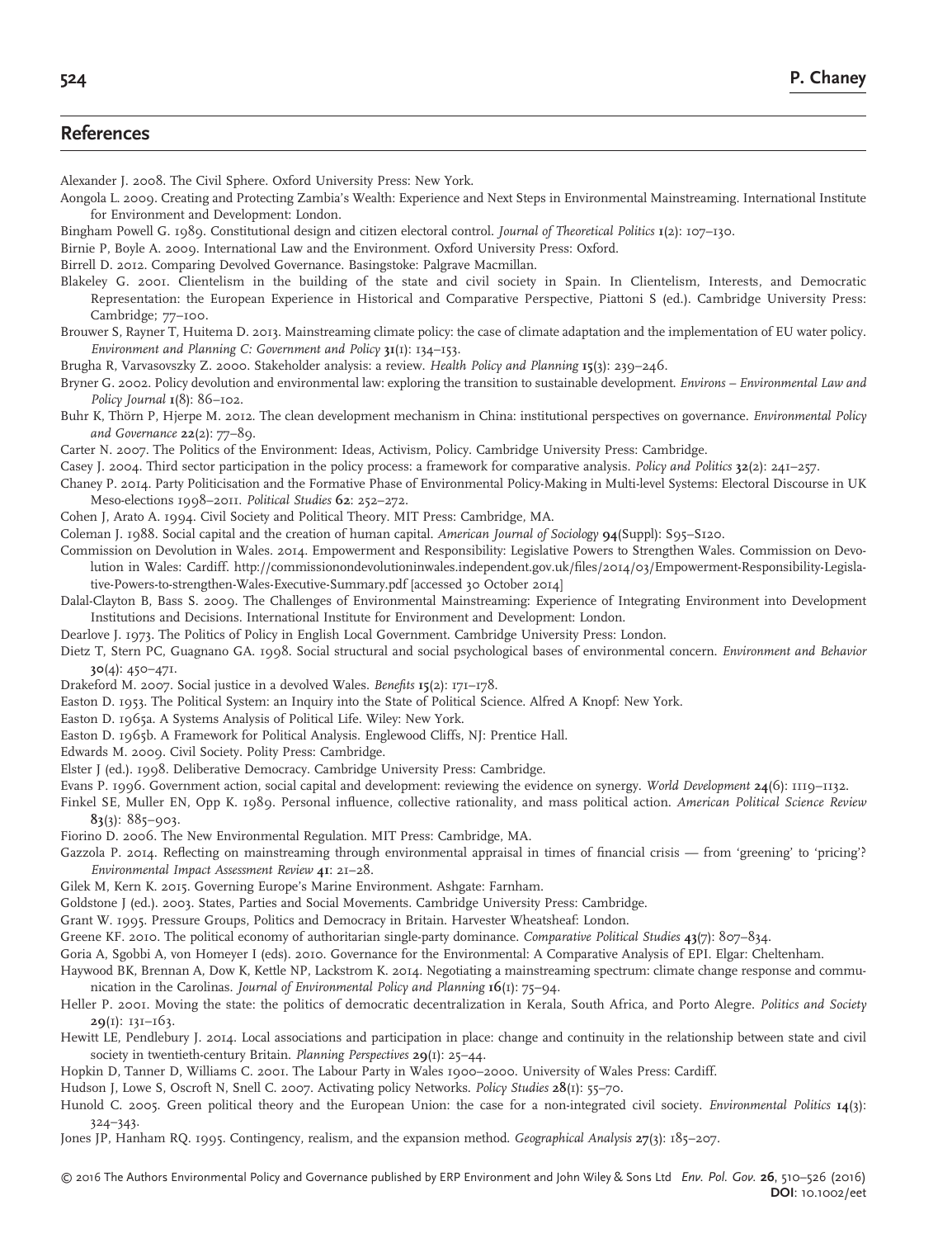## References

Alexander J. 2008. The Civil Sphere. Oxford University Press: New York.

Aongola L. 2009. Creating and Protecting Zambia's Wealth: Experience and Next Steps in Environmental Mainstreaming. International Institute for Environment and Development: London.

Bingham Powell G. 1989. Constitutional design and citizen electoral control. *Journal of Theoretical Politics* **1**(2): 107–130.

Birnie P, Boyle A. 2009. International Law and the Environment. Oxford University Press: Oxford.

Birrell D. 2012. Comparing Devolved Governance. Basingstoke: Palgrave Macmillan.

Blakeley G. 2001. Clientelism in the building of the state and civil society in Spain. In Clientelism, Interests, and Democratic Representation: the European Experience in Historical and Comparative Perspective, Piattoni S (ed.). Cambridge University Press: Cambridge; 77–100.

Brouwer S, Rayner T, Huitema D. 2013. Mainstreaming climate policy: the case of climate adaptation and the implementation of EU water policy. *Environment and Planning C: Government and Policy* **31**(1): 134–153.

Brugha R, Varvasovszky Z. 2000. Stakeholder analysis: a review. *Health Policy and Planning* **15**(3): 239–246.

Bryner G. 2002. Policy devolution and environmental law: exploring the transition to sustainable development. *Environs – Environmental Law and Policy Journal* **1**(8): 86–102.

Buhr K, Thörn P, Hjerpe M. 2012. The clean development mechanism in China: institutional perspectives on governance. *Environmental Policy and Governance* **22**(2): 77–89.

Carter N. 2007. The Politics of the Environment: Ideas, Activism, Policy. Cambridge University Press: Cambridge.

Casey J. 2004. Third sector participation in the policy process: a framework for comparative analysis. *Policy and Politics* **32**(2): 241–257.

Chaney P. 2014. Party Politicisation and the Formative Phase of Environmental Policy-Making in Multi-level Systems: Electoral Discourse in UK Meso-elections 1998–2011. *Political Studies* **62**: 252–272.

Cohen J, Arato A. 1994. Civil Society and Political Theory. MIT Press: Cambridge, MA.

Coleman J. 1988. Social capital and the creation of human capital. *American Journal of Sociology* **94**(Suppl): S95–S120.

Commission on Devolution in Wales. 2014. Empowerment and Responsibility: Legislative Powers to Strengthen Wales. Commission on Devolution in Wales: Cardiff. http://commissionondevolutioninwales.independent.gov.uk/files/2014/03/Empowerment-Responsibility-Legislative-Powers-to-strengthen-Wales-Executive-Summary.pdf [accessed 30 October 2014]

Dalal-Clayton B, Bass S. 2009. The Challenges of Environmental Mainstreaming: Experience of Integrating Environment into Development Institutions and Decisions. International Institute for Environment and Development: London.

Dearlove J. 1973. The Politics of Policy in English Local Government. Cambridge University Press: London.

Dietz T, Stern PC, Guagnano GA. 1998. Social structural and social psychological bases of environmental concern. *Environment and Behavior* **30**(4): 450–471.

Drakeford M. 2007. Social justice in a devolved Wales. *Benefits* **15**(2): 171–178.

Easton D. 1953. The Political System: an Inquiry into the State of Political Science. Alfred A Knopf: New York.

Easton D. 1965a. A Systems Analysis of Political Life. Wiley: New York.

Easton D. 1965b. A Framework for Political Analysis. Englewood Cliffs, NJ: Prentice Hall.

Edwards M. 2009. Civil Society. Polity Press: Cambridge.

Elster J (ed.). 1998. Deliberative Democracy. Cambridge University Press: Cambridge.

Evans P. 1996. Government action, social capital and development: reviewing the evidence on synergy. *World Development* **24**(6): 1119–1132.

Finkel SE, Muller EN, Opp K. 1989. Personal influence, collective rationality, and mass political action. *American Political Science Review* **83**(3): 885–903.

Fiorino D. 2006. The New Environmental Regulation. MIT Press: Cambridge, MA.

Gazzola P. 2014. Reflecting on mainstreaming through environmental appraisal in times of financial crisis — from 'greening' to 'pricing'? *Environmental Impact Assessment Review* **41**: 21–28.

Gilek M, Kern K. 2015. Governing Europe's Marine Environment. Ashgate: Farnham.

Goldstone J (ed.). 2003. States, Parties and Social Movements. Cambridge University Press: Cambridge.

Grant W. 1995. Pressure Groups, Politics and Democracy in Britain. Harvester Wheatsheaf: London.

Greene KF. 2010. The political economy of authoritarian single-party dominance. *Comparative Political Studies* **43**(7): 807–834.

Goria A, Sgobbi A, von Homeyer I (eds). 2010. Governance for the Environmental: A Comparative Analysis of EPI. Elgar: Cheltenham.

Haywood BK, Brennan A, Dow K, Kettle NP, Lackstrom K. 2014. Negotiating a mainstreaming spectrum: climate change response and communication in the Carolinas. *Journal of Environmental Policy and Planning* **16**(1): 75–94.

Heller P. 2001. Moving the state: the politics of democratic decentralization in Kerala, South Africa, and Porto Alegre. *Politics and Society* **29**(1): 131–163.

Hewitt LE, Pendlebury J. 2014. Local associations and participation in place: change and continuity in the relationship between state and civil society in twentieth-century Britain. *Planning Perspectives* **29**(1): 25–44.

Hopkin D, Tanner D, Williams C. 2001. The Labour Party in Wales 1900–2000. University of Wales Press: Cardiff.

Hudson J, Lowe S, Oscroft N, Snell C. 2007. Activating policy Networks. *Policy Studies* **28**(1): 55–70.

Hunold C. 2005. Green political theory and the European Union: the case for a non-integrated civil society. *Environmental Politics* **14**(3): 324–343.

Jones JP, Hanham RQ. 1995. Contingency, realism, and the expansion method. *Geographical Analysis* **27**(3): 185–207.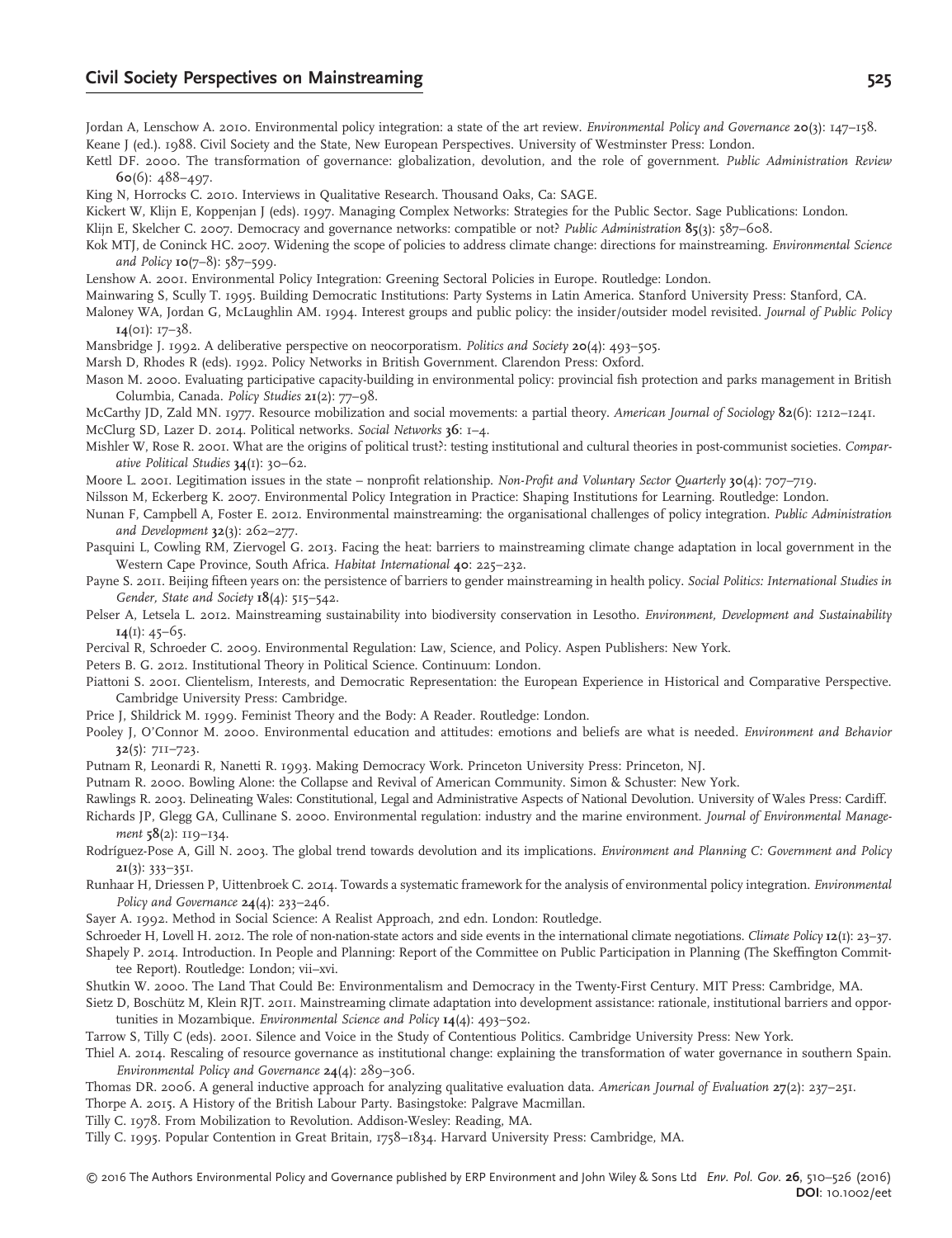Jordan A, Lenschow A. 2010. Environmental policy integration: a state of the art review. *Environmental Policy and Governance* **20**(3): 147–158.

Keane J (ed.). 1988. Civil Society and the State, New European Perspectives. University of Westminster Press: London.

Kettl DF. 2000. The transformation of governance: globalization, devolution, and the role of government. *Public Administration Review* **60**(6): 488–497.

King N, Horrocks C. 2010. Interviews in Qualitative Research. Thousand Oaks, Ca: SAGE.

Kickert W, Klijn E, Koppenjan J (eds). 1997. Managing Complex Networks: Strategies for the Public Sector. Sage Publications: London.

Klijn E, Skelcher C. 2007. Democracy and governance networks: compatible or not? *Public Administration* **85**(3): 587–608.

Kok MTJ, de Coninck HC. 2007. Widening the scope of policies to address climate change: directions for mainstreaming. *Environmental Science and Policy* **10**(7–8): 587–599.

Lenshow A. 2001. Environmental Policy Integration: Greening Sectoral Policies in Europe. Routledge: London.

Mainwaring S, Scully T. 1995. Building Democratic Institutions: Party Systems in Latin America. Stanford University Press: Stanford, CA.

Maloney WA, Jordan G, McLaughlin AM. 1994. Interest groups and public policy: the insider/outsider model revisited. *Journal of Public Policy* **14**(01): 17–38.

Mansbridge J. 1992. A deliberative perspective on neocorporatism. *Politics and Society* **20**(4): 493–505.

Marsh D, Rhodes R (eds). 1992. Policy Networks in British Government. Clarendon Press: Oxford.

Mason M. 2000. Evaluating participative capacity-building in environmental policy: provincial fish protection and parks management in British Columbia, Canada. *Policy Studies* **21**(2): 77–98.

McCarthy JD, Zald MN. 1977. Resource mobilization and social movements: a partial theory. *American Journal of Sociology* **82**(6): 1212–1241.

McClurg SD, Lazer D. 2014. Political networks. *Social Networks* **36**: 1–4.

Mishler W, Rose R. 2001. What are the origins of political trust?: testing institutional and cultural theories in post-communist societies. *Comparative Political Studies* **34**(1): 30–62.

Moore L. 2001. Legitimation issues in the state – nonprofit relationship. *Non-Profit and Voluntary Sector Quarterly* **30**(4): 707–719.

Nilsson M, Eckerberg K. 2007. Environmental Policy Integration in Practice: Shaping Institutions for Learning. Routledge: London.

Nunan F, Campbell A, Foster E. 2012. Environmental mainstreaming: the organisational challenges of policy integration. *Public Administration and Development* **32**(3): 262–277.

Pasquini L, Cowling RM, Ziervogel G. 2013. Facing the heat: barriers to mainstreaming climate change adaptation in local government in the Western Cape Province, South Africa. *Habitat International* **40**: 225–232.

Payne S. 2011. Beijing fifteen years on: the persistence of barriers to gender mainstreaming in health policy. *Social Politics: International Studies in Gender, State and Society* **18**(4): 515–542.

Pelser A, Letsela L. 2012. Mainstreaming sustainability into biodiversity conservation in Lesotho. *Environment, Development and Sustainability* **14**(1): 45–65.

Percival R, Schroeder C. 2009. Environmental Regulation: Law, Science, and Policy. Aspen Publishers: New York.

Peters B. G. 2012. Institutional Theory in Political Science. Continuum: London.

Piattoni S. 2001. Clientelism, Interests, and Democratic Representation: the European Experience in Historical and Comparative Perspective. Cambridge University Press: Cambridge.

Price J, Shildrick M. 1999. Feminist Theory and the Body: A Reader. Routledge: London.

Pooley J, O'Connor M. 2000. Environmental education and attitudes: emotions and beliefs are what is needed. *Environment and Behavior* **32**(5): 711–723.

Putnam R, Leonardi R, Nanetti R. 1993. Making Democracy Work. Princeton University Press: Princeton, NJ.

Putnam R. 2000. Bowling Alone: the Collapse and Revival of American Community. Simon & Schuster: New York.

Rawlings R. 2003. Delineating Wales: Constitutional, Legal and Administrative Aspects of National Devolution. University of Wales Press: Cardiff.

Richards JP, Glegg GA, Cullinane S. 2000. Environmental regulation: industry and the marine environment. *Journal of Environmental Management* **58**(2): 119–134.

Rodríguez-Pose A, Gill N. 2003. The global trend towards devolution and its implications. *Environment and Planning C: Government and Policy* **21**(3): 333–351.

Runhaar H, Driessen P, Uittenbroek C. 2014. Towards a systematic framework for the analysis of environmental policy integration. *Environmental Policy and Governance* **24**(4): 233–246.

Sayer A. 1992. Method in Social Science: A Realist Approach, 2nd edn. London: Routledge.

Schroeder H, Lovell H. 2012. The role of non-nation-state actors and side events in the international climate negotiations. *Climate Policy* **12**(1): 23–37.

Shapely P. 2014. Introduction. In People and Planning: Report of the Committee on Public Participation in Planning (The Skeffington Committee Report). Routledge: London; vii–xvi.

Shutkin W. 2000. The Land That Could Be: Environmentalism and Democracy in the Twenty-First Century. MIT Press: Cambridge, MA.

Sietz D, Boschütz M, Klein RJT. 2011. Mainstreaming climate adaptation into development assistance: rationale, institutional barriers and opportunities in Mozambique. *Environmental Science and Policy* **14**(4): 493–502.

Tarrow S, Tilly C (eds). 2001. Silence and Voice in the Study of Contentious Politics. Cambridge University Press: New York.

Thiel A. 2014. Rescaling of resource governance as institutional change: explaining the transformation of water governance in southern Spain. *Environmental Policy and Governance* **24**(4): 289–306.

Thomas DR. 2006. A general inductive approach for analyzing qualitative evaluation data. *American Journal of Evaluation* **27**(2): 237–251.

Thorpe A. 2015. A History of the British Labour Party. Basingstoke: Palgrave Macmillan.

Tilly C. 1978. From Mobilization to Revolution. Addison-Wesley: Reading, MA.

Tilly C. 1995. Popular Contention in Great Britain, 1758–1834. Harvard University Press: Cambridge, MA.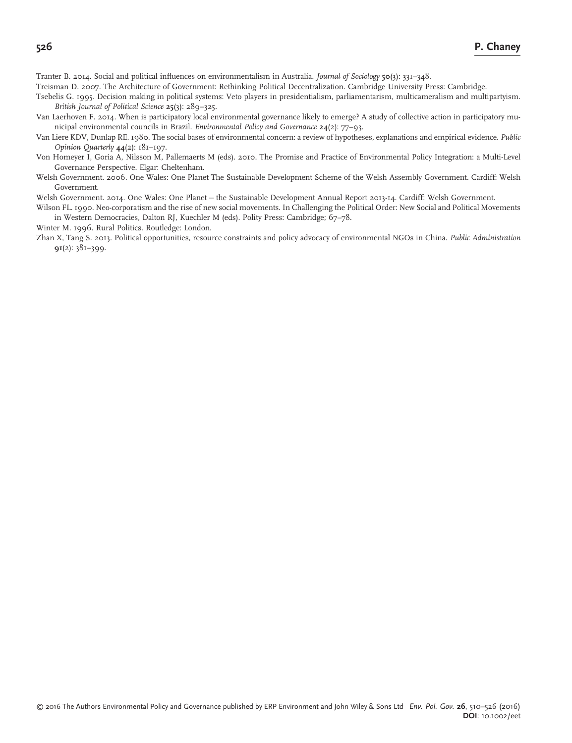Tranter B. 2014. Social and political influences on environmentalism in Australia. *Journal of Sociology* **50**(3): 331–348.

Treisman D. 2007. The Architecture of Government: Rethinking Political Decentralization. Cambridge University Press: Cambridge.

Tsebelis G. 1995. Decision making in political systems: Veto players in presidentialism, parliamentarism, multicameralism and multipartyism. *British Journal of Political Science* **25**(3): 289–325.

Van Laerhoven F. 2014. When is participatory local environmental governance likely to emerge? A study of collective action in participatory municipal environmental councils in Brazil. *Environmental Policy and Governance* **24**(2): 77–93.

Van Liere KDV, Dunlap RE. 1980. The social bases of environmental concern: a review of hypotheses, explanations and empirical evidence. *Public Opinion Quarterly* **44**(2): 181–197.

Von Homeyer I, Goria A, Nilsson M, Pallemaerts M (eds). 2010. The Promise and Practice of Environmental Policy Integration: a Multi-Level Governance Perspective. Elgar: Cheltenham.

Welsh Government. 2006. One Wales: One Planet The Sustainable Development Scheme of the Welsh Assembly Government. Cardiff: Welsh Government.

Welsh Government. 2014. One Wales: One Planet – the Sustainable Development Annual Report 2013-14. Cardiff: Welsh Government.

Wilson FL. 1990. Neo-corporatism and the rise of new social movements. In Challenging the Political Order: New Social and Political Movements in Western Democracies, Dalton RJ, Kuechler M (eds). Polity Press: Cambridge; 67–78.

Winter M. 1996. Rural Politics. Routledge: London.

Zhan X, Tang S. 2013. Political opportunities, resource constraints and policy advocacy of environmental NGOs in China. *Public Administration* **91**(2): 381–399.